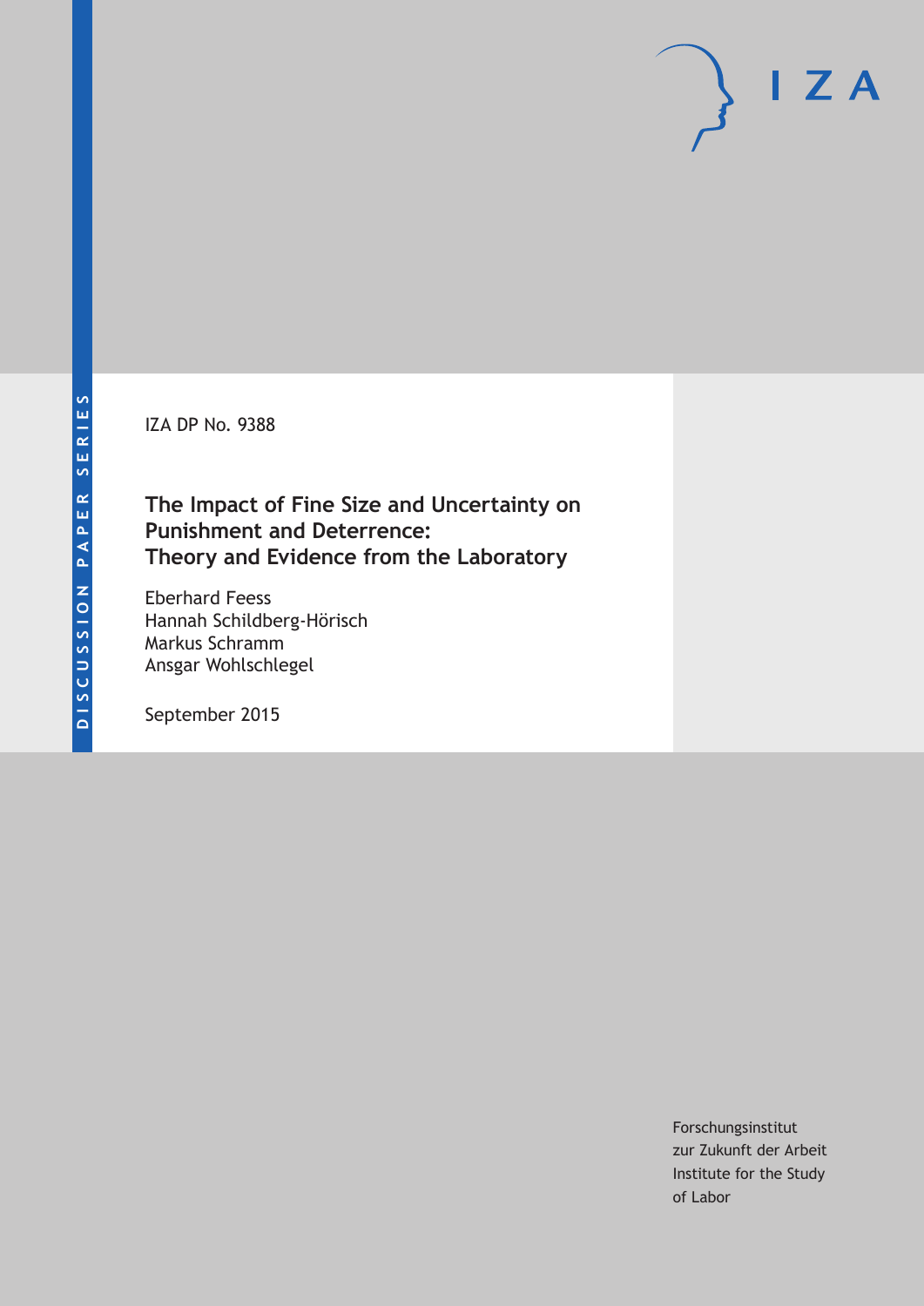DISCUSSION PAPER SERIES

IZA DP No. 9388

# The Impact of Fine Size and Uncertainty on Punishment and Deterrence: Theory and Evidence from the Laboratory

Eberhard Feess
Hannah Schildberg-Hörisch
Markus Schramm
Ansgar Wohlschlegel

September 2015

IZA

Forschungsinstitut
zur Zukunft der Arbeit
Institute for the Study
of Labor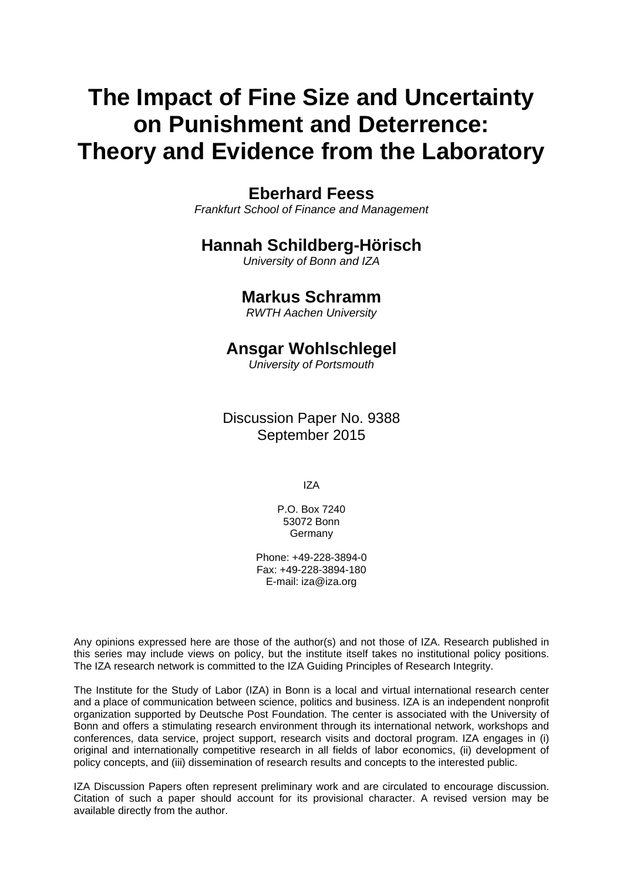# The Impact of Fine Size and Uncertainty on Punishment and Deterrence: Theory and Evidence from the Laboratory

**Eberhard Feess**
*Frankfurt School of Finance and Management*

**Hannah Schildberg-Hörisch**
*University of Bonn and IZA*

**Markus Schramm**
*RWTH Aachen University*

**Ansgar Wohlschlegel**
*University of Portsmouth*

Discussion Paper No. 9388
September 2015

IZA

P.O. Box 7240
53072 Bonn
Germany

Phone: +49-228-3894-0
Fax: +49-228-3894-180
E-mail: iza@iza.org

Any opinions expressed here are those of the author(s) and not those of IZA. Research published in this series may include views on policy, but the institute itself takes no institutional policy positions. The IZA research network is committed to the IZA Guiding Principles of Research Integrity.

The Institute for the Study of Labor (IZA) in Bonn is a local and virtual international research center and a place of communication between science, politics and business. IZA is an independent nonprofit organization supported by Deutsche Post Foundation. The center is associated with the University of Bonn and offers a stimulating research environment through its international network, workshops and conferences, data service, project support, research visits and doctoral program. IZA engages in (i) original and internationally competitive research in all fields of labor economics, (ii) development of policy concepts, and (iii) dissemination of research results and concepts to the interested public.

IZA Discussion Papers often represent preliminary work and are circulated to encourage discussion. Citation of such a paper should account for its provisional character. A revised version may be available directly from the author.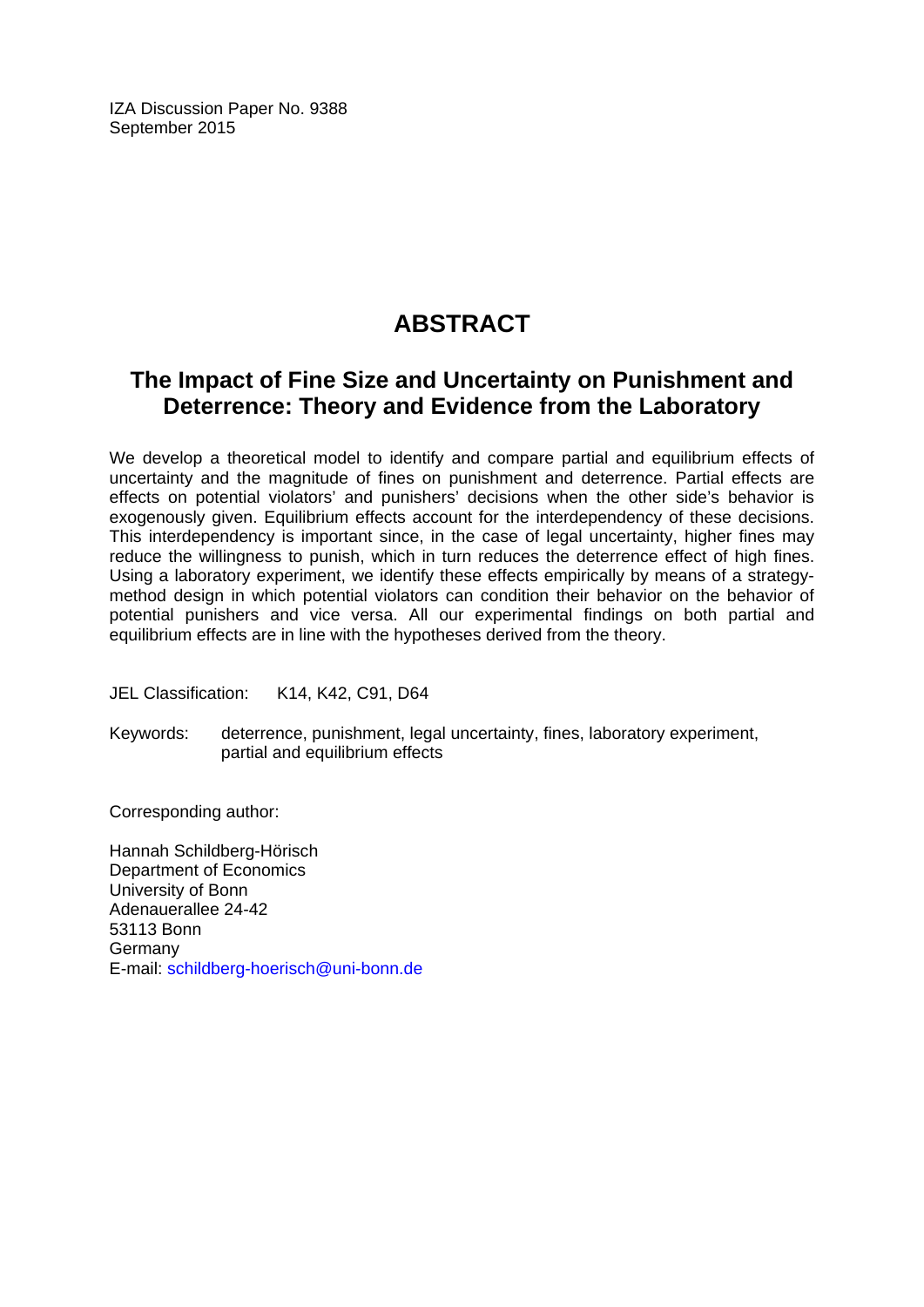IZA Discussion Paper No. 9388
September 2015

# ABSTRACT

## The Impact of Fine Size and Uncertainty on Punishment and Deterrence: Theory and Evidence from the Laboratory

We develop a theoretical model to identify and compare partial and equilibrium effects of uncertainty and the magnitude of fines on punishment and deterrence. Partial effects are effects on potential violators' and punishers' decisions when the other side's behavior is exogenously given. Equilibrium effects account for the interdependency of these decisions. This interdependency is important since, in the case of legal uncertainty, higher fines may reduce the willingness to punish, which in turn reduces the deterrence effect of high fines. Using a laboratory experiment, we identify these effects empirically by means of a strategy-method design in which potential violators can condition their behavior on the behavior of potential punishers and vice versa. All our experimental findings on both partial and equilibrium effects are in line with the hypotheses derived from the theory.

JEL Classification: K14, K42, C91, D64

Keywords: deterrence, punishment, legal uncertainty, fines, laboratory experiment, partial and equilibrium effects

Corresponding author:

Hannah Schildberg-Hörisch
Department of Economics
University of Bonn
Adenauerallee 24-42
53113 Bonn
Germany
E-mail: schildberg-hoerisch@uni-bonn.de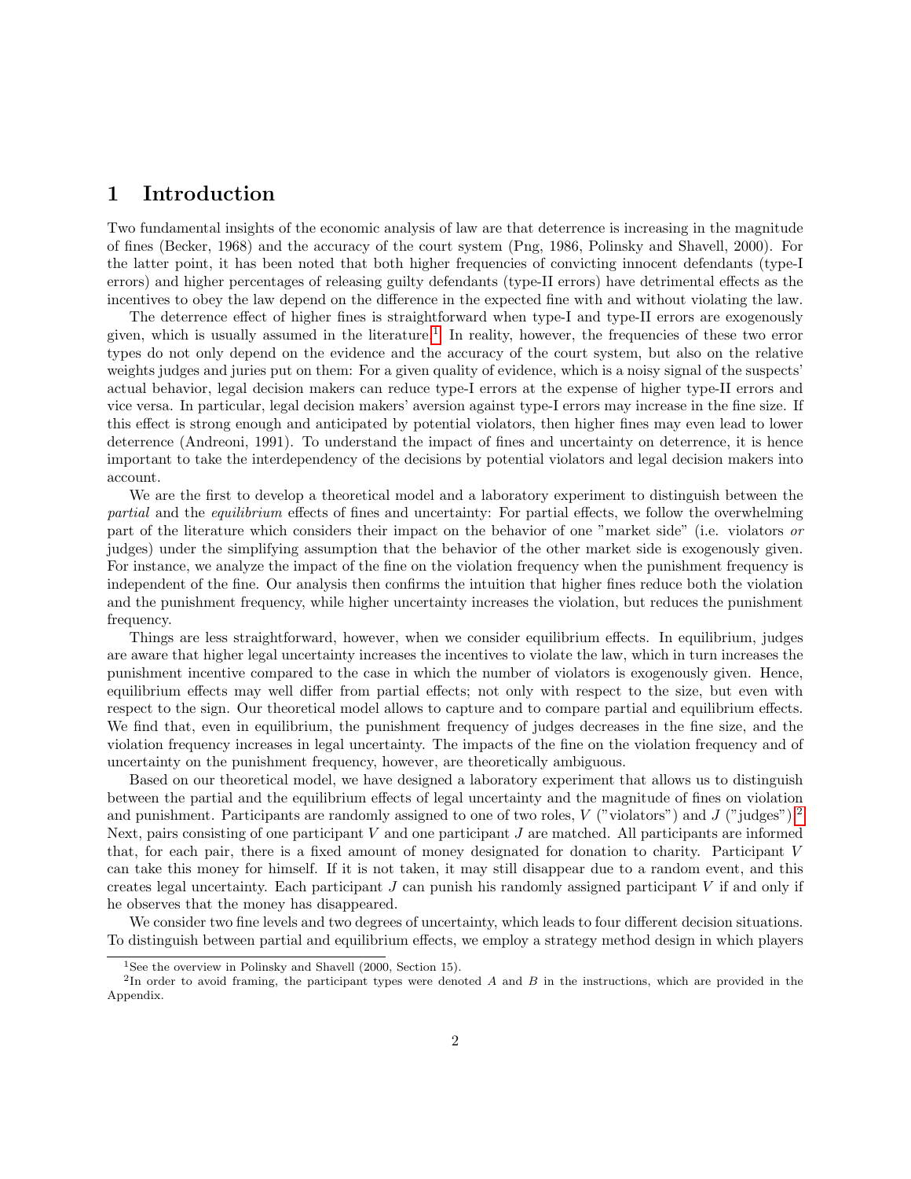# 1 Introduction

Two fundamental insights of the economic analysis of law are that deterrence is increasing in the magnitude of fines (Becker, 1968) and the accuracy of the court system (Png, 1986, Polinsky and Shavell, 2000). For the latter point, it has been noted that both higher frequencies of convicting innocent defendants (type-I errors) and higher percentages of releasing guilty defendants (type-II errors) have detrimental effects as the incentives to obey the law depend on the difference in the expected fine with and without violating the law.

The deterrence effect of higher fines is straightforward when type-I and type-II errors are exogenously given, which is usually assumed in the literature.[1] In reality, however, the frequencies of these two error types do not only depend on the evidence and the accuracy of the court system, but also on the relative weights judges and juries put on them: For a given quality of evidence, which is a noisy signal of the suspects' actual behavior, legal decision makers can reduce type-I errors at the expense of higher type-II errors and vice versa. In particular, legal decision makers' aversion against type-I errors may increase in the fine size. If this effect is strong enough and anticipated by potential violators, then higher fines may even lead to lower deterrence (Andreoni, 1991). To understand the impact of fines and uncertainty on deterrence, it is hence important to take the interdependency of the decisions by potential violators and legal decision makers into account.

We are the first to develop a theoretical model and a laboratory experiment to distinguish between the *partial* and the *equilibrium* effects of fines and uncertainty: For partial effects, we follow the overwhelming part of the literature which considers their impact on the behavior of one "market side" (i.e. violators *or* judges) under the simplifying assumption that the behavior of the other market side is exogenously given. For instance, we analyze the impact of the fine on the violation frequency when the punishment frequency is independent of the fine. Our analysis then confirms the intuition that higher fines reduce both the violation and the punishment frequency, while higher uncertainty increases the violation, but reduces the punishment frequency.

Things are less straightforward, however, when we consider equilibrium effects. In equilibrium, judges are aware that higher legal uncertainty increases the incentives to violate the law, which in turn increases the punishment incentive compared to the case in which the number of violators is exogenously given. Hence, equilibrium effects may well differ from partial effects; not only with respect to the size, but even with respect to the sign. Our theoretical model allows to capture and to compare partial and equilibrium effects. We find that, even in equilibrium, the punishment frequency of judges decreases in the fine size, and the violation frequency increases in legal uncertainty. The impacts of the fine on the violation frequency and of uncertainty on the punishment frequency, however, are theoretically ambiguous.

Based on our theoretical model, we have designed a laboratory experiment that allows us to distinguish between the partial and the equilibrium effects of legal uncertainty and the magnitude of fines on violation and punishment. Participants are randomly assigned to one of two roles, $V$ ("violators") and $J$ ("judges").[2] Next, pairs consisting of one participant $V$ and one participant $J$ are matched. All participants are informed that, for each pair, there is a fixed amount of money designated for donation to charity. Participant $V$ can take this money for himself. If it is not taken, it may still disappear due to a random event, and this creates legal uncertainty. Each participant $J$ can punish his randomly assigned participant $V$ if and only if he observes that the money has disappeared.

We consider two fine levels and two degrees of uncertainty, which leads to four different decision situations. To distinguish between partial and equilibrium effects, we employ a strategy method design in which players

[1] See the overview in Polinsky and Shavell (2000, Section 15).

[2] In order to avoid framing, the participant types were denoted $A$ and $B$ in the instructions, which are provided in the Appendix.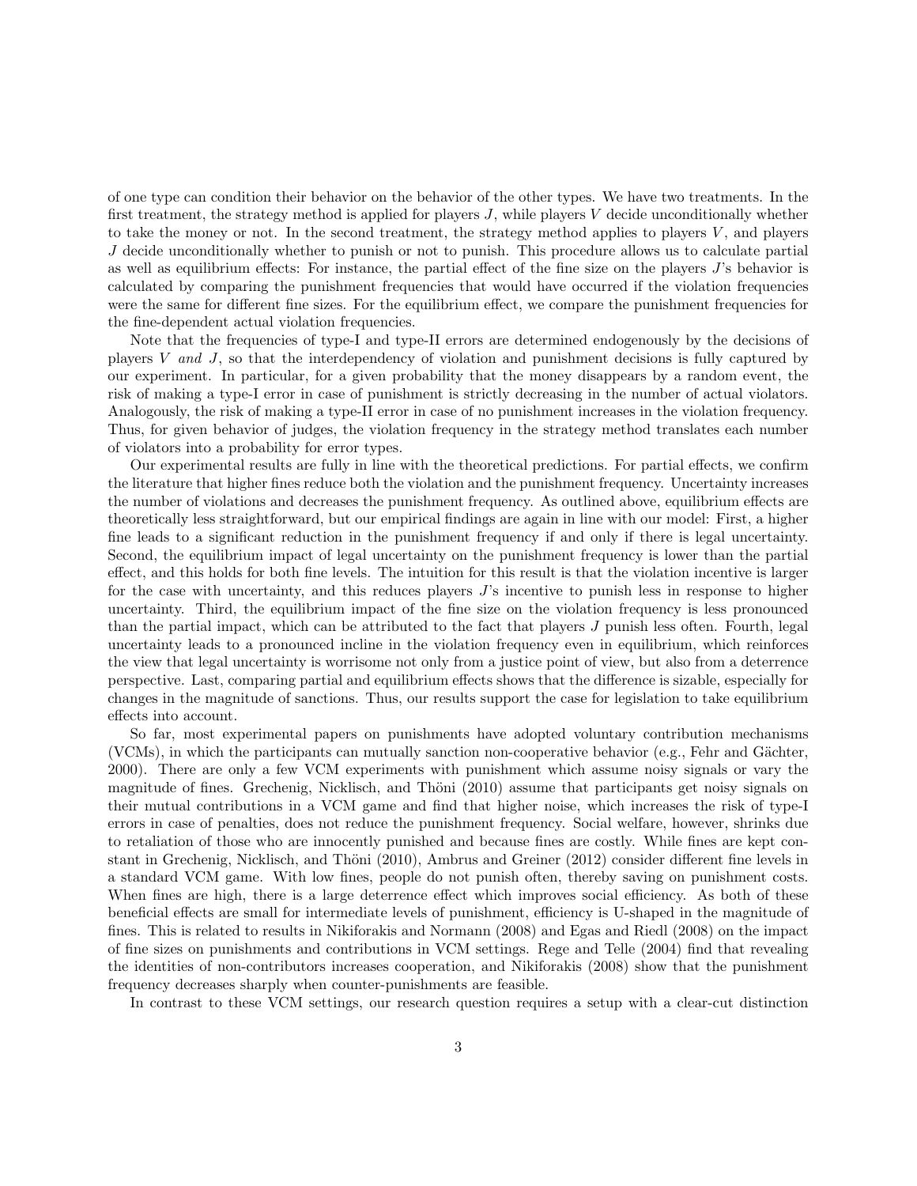of one type can condition their behavior on the behavior of the other types. We have two treatments. In the first treatment, the strategy method is applied for players $J$, while players $V$ decide unconditionally whether to take the money or not. In the second treatment, the strategy method applies to players $V$, and players $J$ decide unconditionally whether to punish or not to punish. This procedure allows us to calculate partial as well as equilibrium effects: For instance, the partial effect of the fine size on the players $J$'s behavior is calculated by comparing the punishment frequencies that would have occurred if the violation frequencies were the same for different fine sizes. For the equilibrium effect, we compare the punishment frequencies for the fine-dependent actual violation frequencies.

Note that the frequencies of type-I and type-II errors are determined endogenously by the decisions of players $V$ *and* $J$, so that the interdependency of violation and punishment decisions is fully captured by our experiment. In particular, for a given probability that the money disappears by a random event, the risk of making a type-I error in case of punishment is strictly decreasing in the number of actual violators. Analogously, the risk of making a type-II error in case of no punishment increases in the violation frequency. Thus, for given behavior of judges, the violation frequency in the strategy method translates each number of violators into a probability for error types.

Our experimental results are fully in line with the theoretical predictions. For partial effects, we confirm the literature that higher fines reduce both the violation and the punishment frequency. Uncertainty increases the number of violations and decreases the punishment frequency. As outlined above, equilibrium effects are theoretically less straightforward, but our empirical findings are again in line with our model: First, a higher fine leads to a significant reduction in the punishment frequency if and only if there is legal uncertainty. Second, the equilibrium impact of legal uncertainty on the punishment frequency is lower than the partial effect, and this holds for both fine levels. The intuition for this result is that the violation incentive is larger for the case with uncertainty, and this reduces players $J$'s incentive to punish less in response to higher uncertainty. Third, the equilibrium impact of the fine size on the violation frequency is less pronounced than the partial impact, which can be attributed to the fact that players $J$ punish less often. Fourth, legal uncertainty leads to a pronounced incline in the violation frequency even in equilibrium, which reinforces the view that legal uncertainty is worrisome not only from a justice point of view, but also from a deterrence perspective. Last, comparing partial and equilibrium effects shows that the difference is sizable, especially for changes in the magnitude of sanctions. Thus, our results support the case for legislation to take equilibrium effects into account.

So far, most experimental papers on punishments have adopted voluntary contribution mechanisms (VCMs), in which the participants can mutually sanction non-cooperative behavior (e.g., Fehr and Gächter, 2000). There are only a few VCM experiments with punishment which assume noisy signals or vary the magnitude of fines. Grechenig, Nicklisch, and Thöni (2010) assume that participants get noisy signals on their mutual contributions in a VCM game and find that higher noise, which increases the risk of type-I errors in case of penalties, does not reduce the punishment frequency. Social welfare, however, shrinks due to retaliation of those who are innocently punished and because fines are costly. While fines are kept constant in Grechenig, Nicklisch, and Thöni (2010), Ambrus and Greiner (2012) consider different fine levels in a standard VCM game. With low fines, people do not punish often, thereby saving on punishment costs. When fines are high, there is a large deterrence effect which improves social efficiency. As both of these beneficial effects are small for intermediate levels of punishment, efficiency is U-shaped in the magnitude of fines. This is related to results in Nikiforakis and Normann (2008) and Egas and Riedl (2008) on the impact of fine sizes on punishments and contributions in VCM settings. Rege and Telle (2004) find that revealing the identities of non-contributors increases cooperation, and Nikiforakis (2008) show that the punishment frequency decreases sharply when counter-punishments are feasible.

In contrast to these VCM settings, our research question requires a setup with a clear-cut distinction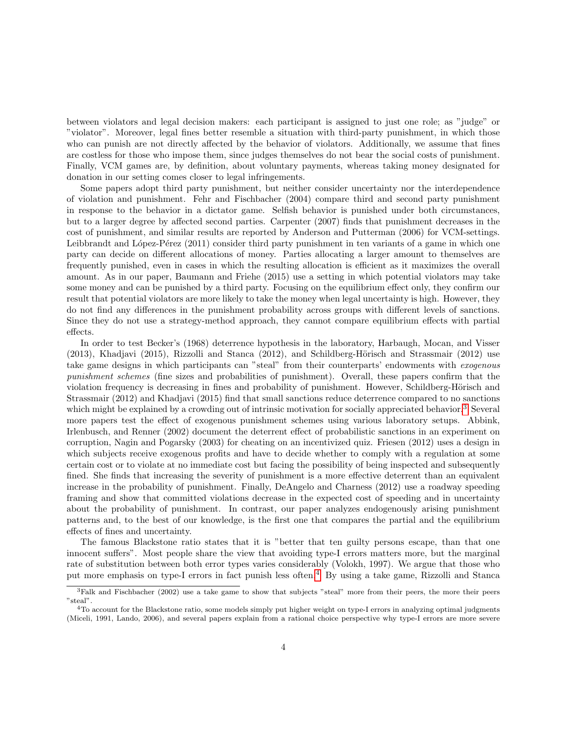between violators and legal decision makers: each participant is assigned to just one role; as "judge" or "violator". Moreover, legal fines better resemble a situation with third-party punishment, in which those who can punish are not directly affected by the behavior of violators. Additionally, we assume that fines are costless for those who impose them, since judges themselves do not bear the social costs of punishment. Finally, VCM games are, by definition, about voluntary payments, whereas taking money designated for donation in our setting comes closer to legal infringements.

Some papers adopt third party punishment, but neither consider uncertainty nor the interdependence of violation and punishment. Fehr and Fischbacher (2004) compare third and second party punishment in response to the behavior in a dictator game. Selfish behavior is punished under both circumstances, but to a larger degree by affected second parties. Carpenter (2007) finds that punishment decreases in the cost of punishment, and similar results are reported by Anderson and Putterman (2006) for VCM-settings. Leibbrandt and López-Pérez (2011) consider third party punishment in ten variants of a game in which one party can decide on different allocations of money. Parties allocating a larger amount to themselves are frequently punished, even in cases in which the resulting allocation is efficient as it maximizes the overall amount. As in our paper, Baumann and Friehe (2015) use a setting in which potential violators may take some money and can be punished by a third party. Focusing on the equilibrium effect only, they confirm our result that potential violators are more likely to take the money when legal uncertainty is high. However, they do not find any differences in the punishment probability across groups with different levels of sanctions. Since they do not use a strategy-method approach, they cannot compare equilibrium effects with partial effects.

In order to test Becker's (1968) deterrence hypothesis in the laboratory, Harbaugh, Mocan, and Visser (2013), Khadjavi (2015), Rizzolli and Stanca (2012), and Schildberg-Hörisch and Strassmair (2012) use take game designs in which participants can "steal" from their counterparts' endowments with *exogenous punishment schemes* (fine sizes and probabilities of punishment). Overall, these papers confirm that the violation frequency is decreasing in fines and probability of punishment. However, Schildberg-Hörisch and Strassmair (2012) and Khadjavi (2015) find that small sanctions reduce deterrence compared to no sanctions which might be explained by a crowding out of intrinsic motivation for socially appreciated behavior.[3] Several more papers test the effect of exogenous punishment schemes using various laboratory setups. Abbink, Irlenbusch, and Renner (2002) document the deterrent effect of probabilistic sanctions in an experiment on corruption, Nagin and Pogarsky (2003) for cheating on an incentivized quiz. Friesen (2012) uses a design in which subjects receive exogenous profits and have to decide whether to comply with a regulation at some certain cost or to violate at no immediate cost but facing the possibility of being inspected and subsequently fined. She finds that increasing the severity of punishment is a more effective deterrent than an equivalent increase in the probability of punishment. Finally, DeAngelo and Charness (2012) use a roadway speeding framing and show that committed violations decrease in the expected cost of speeding and in uncertainty about the probability of punishment. In contrast, our paper analyzes endogenously arising punishment patterns and, to the best of our knowledge, is the first one that compares the partial and the equilibrium effects of fines and uncertainty.

The famous Blackstone ratio states that it is "better that ten guilty persons escape, than that one innocent suffers". Most people share the view that avoiding type-I errors matters more, but the marginal rate of substitution between both error types varies considerably (Volokh, 1997). We argue that those who put more emphasis on type-I errors in fact punish less often.[4] By using a take game, Rizzolli and Stanca

[3] Falk and Fischbacher (2002) use a take game to show that subjects "steal" more from their peers, the more their peers "steal".

[4] To account for the Blackstone ratio, some models simply put higher weight on type-I errors in analyzing optimal judgments (Miceli, 1991, Lando, 2006), and several papers explain from a rational choice perspective why type-I errors are more severe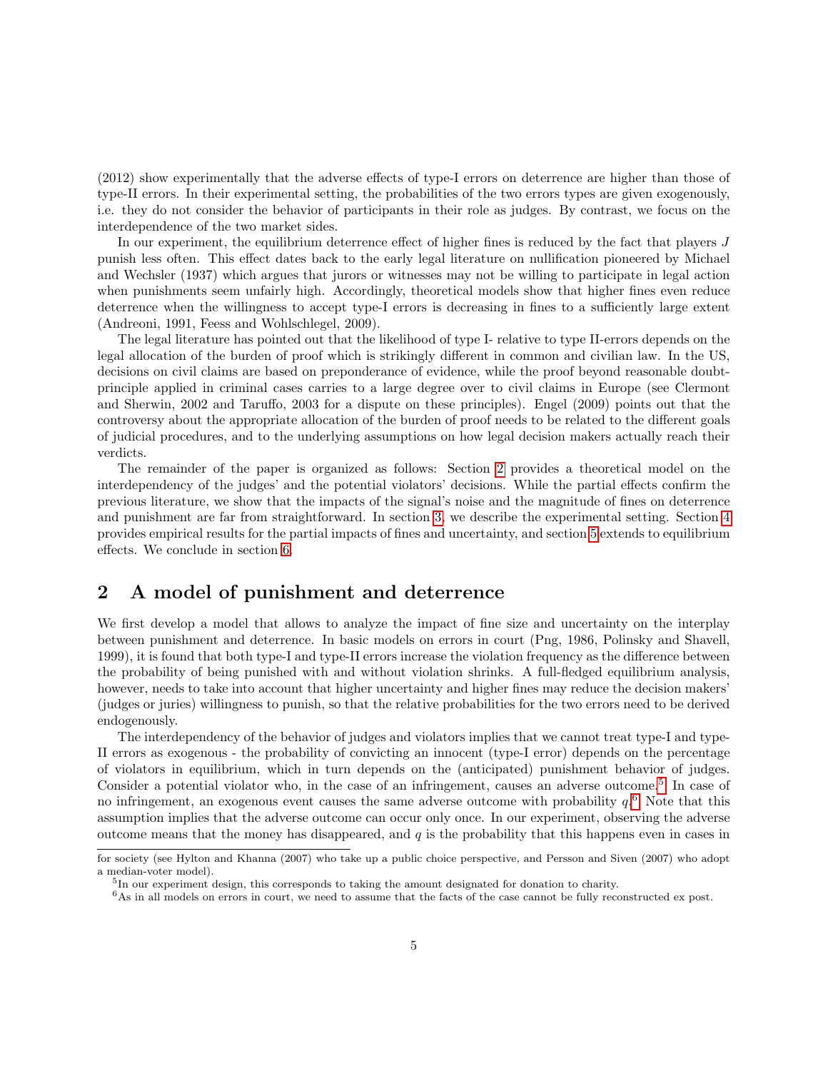(2012) show experimentally that the adverse effects of type-I errors on deterrence are higher than those of type-II errors. In their experimental setting, the probabilities of the two errors types are given exogenously, i.e. they do not consider the behavior of participants in their role as judges. By contrast, we focus on the interdependence of the two market sides.

In our experiment, the equilibrium deterrence effect of higher fines is reduced by the fact that players $J$ punish less often. This effect dates back to the early legal literature on nullification pioneered by Michael and Wechsler (1937) which argues that jurors or witnesses may not be willing to participate in legal action when punishments seem unfairly high. Accordingly, theoretical models show that higher fines even reduce deterrence when the willingness to accept type-I errors is decreasing in fines to a sufficiently large extent (Andreoni, 1991, Feess and Wohlschlegel, 2009).

The legal literature has pointed out that the likelihood of type I- relative to type II-errors depends on the legal allocation of the burden of proof which is strikingly different in common and civilian law. In the US, decisions on civil claims are based on preponderance of evidence, while the proof beyond reasonable doubt-principle applied in criminal cases carries to a large degree over to civil claims in Europe (see Clermont and Sherwin, 2002 and Taruffo, 2003 for a dispute on these principles). Engel (2009) points out that the controversy about the appropriate allocation of the burden of proof needs to be related to the different goals of judicial procedures, and to the underlying assumptions on how legal decision makers actually reach their verdicts.

The remainder of the paper is organized as follows: Section 2 provides a theoretical model on the interdependency of the judges' and the potential violators' decisions. While the partial effects confirm the previous literature, we show that the impacts of the signal's noise and the magnitude of fines on deterrence and punishment are far from straightforward. In section 3, we describe the experimental setting. Section 4 provides empirical results for the partial impacts of fines and uncertainty, and section 5 extends to equilibrium effects. We conclude in section 6.

## 2 A model of punishment and deterrence

We first develop a model that allows to analyze the impact of fine size and uncertainty on the interplay between punishment and deterrence. In basic models on errors in court (Png, 1986, Polinsky and Shavell, 1999), it is found that both type-I and type-II errors increase the violation frequency as the difference between the probability of being punished with and without violation shrinks. A full-fledged equilibrium analysis, however, needs to take into account that higher uncertainty and higher fines may reduce the decision makers' (judges or juries) willingness to punish, so that the relative probabilities for the two errors need to be derived endogenously.

The interdependency of the behavior of judges and violators implies that we cannot treat type-I and type-II errors as exogenous - the probability of convicting an innocent (type-I error) depends on the percentage of violators in equilibrium, which in turn depends on the (anticipated) punishment behavior of judges. Consider a potential violator who, in the case of an infringement, causes an adverse outcome.[5] In case of no infringement, an exogenous event causes the same adverse outcome with probability $q$.[6] Note that this assumption implies that the adverse outcome can occur only once. In our experiment, observing the adverse outcome means that the money has disappeared, and $q$ is the probability that this happens even in cases in

---

for society (see Hylton and Khanna (2007) who take up a public choice perspective, and Persson and Siven (2007) who adopt a median-voter model).

[5] In our experiment design, this corresponds to taking the amount designated for donation to charity.

[6] As in all models on errors in court, we need to assume that the facts of the case cannot be fully reconstructed ex post.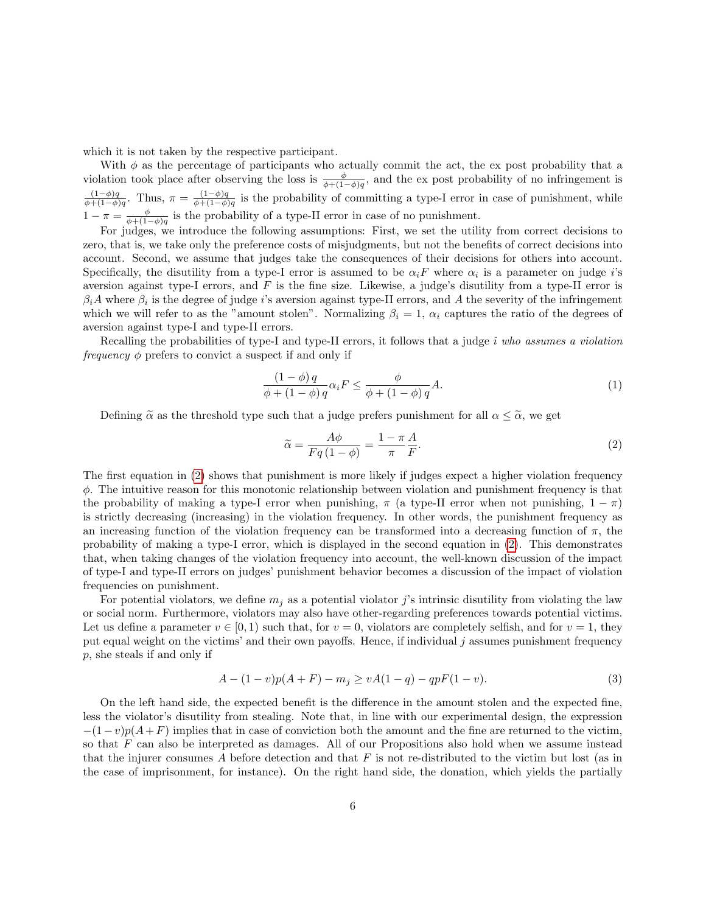which it is not taken by the respective participant.

With $\phi$ as the percentage of participants who actually commit the act, the ex post probability that a violation took place after observing the loss is $\frac{\phi}{\phi+(1-\phi)q}$, and the ex post probability of no infringement is $\frac{(1-\phi)q}{\phi+(1-\phi)q}$. Thus, $\pi = \frac{(1-\phi)q}{\phi+(1-\phi)q}$ is the probability of committing a type-I error in case of punishment, while $1-\pi = \frac{\phi}{\phi+(1-\phi)q}$ is the probability of a type-II error in case of no punishment.

For judges, we introduce the following assumptions: First, we set the utility from correct decisions to zero, that is, we take only the preference costs of misjudgments, but not the benefits of correct decisions into account. Second, we assume that judges take the consequences of their decisions for others into account. Specifically, the disutility from a type-I error is assumed to be $\alpha_i F$ where $\alpha_i$ is a parameter on judge $i$'s aversion against type-I errors, and $F$ is the fine size. Likewise, a judge's disutility from a type-II error is $\beta_i A$ where $\beta_i$ is the degree of judge $i$'s aversion against type-II errors, and $A$ the severity of the infringement which we will refer to as the "amount stolen". Normalizing $\beta_i = 1$, $\alpha_i$ captures the ratio of the degrees of aversion against type-I and type-II errors.

Recalling the probabilities of type-I and type-II errors, it follows that a judge *i who assumes a violation frequency* $\phi$ prefers to convict a suspect if and only if

$$\frac{(1-\phi)\,q}{\phi+(1-\phi)\,q}\alpha_i F \leq \frac{\phi}{\phi+(1-\phi)\,q}A. \tag{1}$$

Defining $\widetilde{\alpha}$ as the threshold type such that a judge prefers punishment for all $\alpha \leq \widetilde{\alpha}$, we get

$$\widetilde{\alpha} = \frac{A\phi}{Fq\,(1-\phi)} = \frac{1-\pi}{\pi}\frac{A}{F}. \tag{2}$$

The first equation in (2) shows that punishment is more likely if judges expect a higher violation frequency $\phi$. The intuitive reason for this monotonic relationship between violation and punishment frequency is that the probability of making a type-I error when punishing, $\pi$ (a type-II error when not punishing, $1-\pi$) is strictly decreasing (increasing) in the violation frequency. In other words, the punishment frequency as an increasing function of the violation frequency can be transformed into a decreasing function of $\pi$, the probability of making a type-I error, which is displayed in the second equation in (2). This demonstrates that, when taking changes of the violation frequency into account, the well-known discussion of the impact of type-I and type-II errors on judges' punishment behavior becomes a discussion of the impact of violation frequencies on punishment.

For potential violators, we define $m_j$ as a potential violator $j$'s intrinsic disutility from violating the law or social norm. Furthermore, violators may also have other-regarding preferences towards potential victims. Let us define a parameter $v \in [0,1)$ such that, for $v = 0$, violators are completely selfish, and for $v = 1$, they put equal weight on the victims' and their own payoffs. Hence, if individual $j$ assumes punishment frequency $p$, she steals if and only if

$$A - (1-v)p(A+F) - m_j \geq vA(1-q) - qpF(1-v). \tag{3}$$

On the left hand side, the expected benefit is the difference in the amount stolen and the expected fine, less the violator's disutility from stealing. Note that, in line with our experimental design, the expression $-(1-v)p(A+F)$ implies that in case of conviction both the amount and the fine are returned to the victim, so that $F$ can also be interpreted as damages. All of our Propositions also hold when we assume instead that the injurer consumes $A$ before detection and that $F$ is not re-distributed to the victim but lost (as in the case of imprisonment, for instance). On the right hand side, the donation, which yields the partially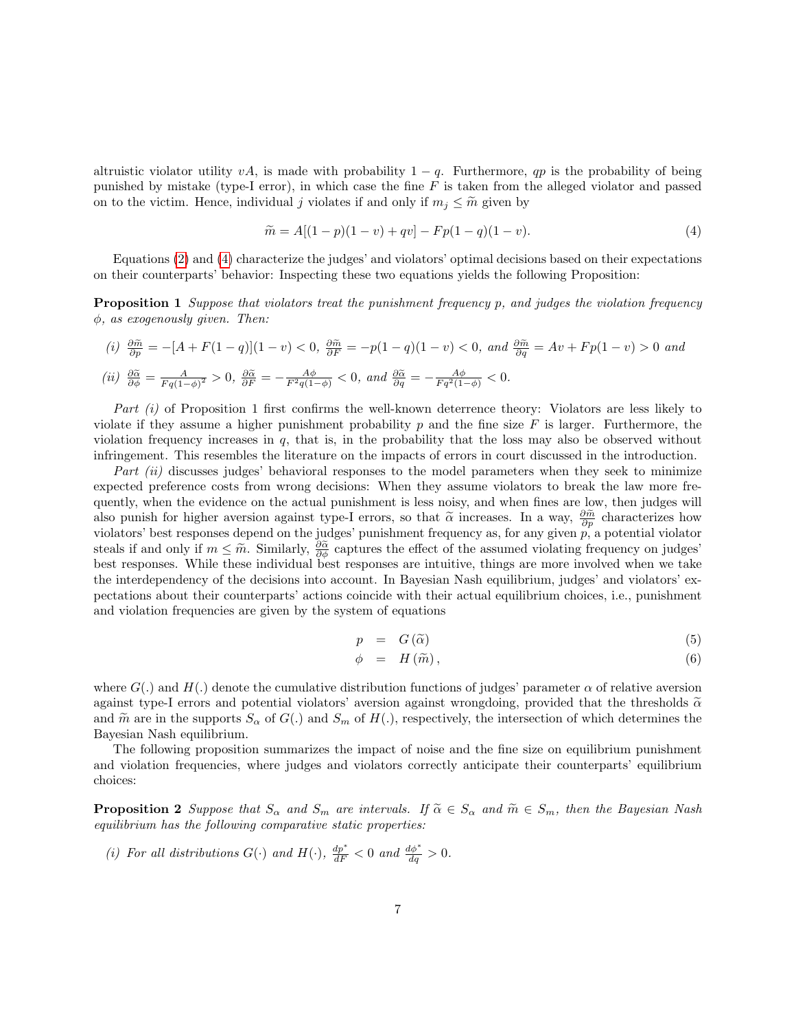altruistic violator utility $vA$, is made with probability $1-q$. Furthermore, $qp$ is the probability of being punished by mistake (type-I error), in which case the fine $F$ is taken from the alleged violator and passed on to the victim. Hence, individual $j$ violates if and only if $m_j \leq \widetilde{m}$ given by

$$\widetilde{m} = A[(1-p)(1-v) + qv] - Fp(1-q)(1-v). \tag{4}$$

Equations (2) and (4) characterize the judges' and violators' optimal decisions based on their expectations on their counterparts' behavior: Inspecting these two equations yields the following Proposition:

**Proposition 1** *Suppose that violators treat the punishment frequency $p$, and judges the violation frequency $\phi$, as exogenously given. Then:*

*(i)* $\frac{\partial \widetilde{m}}{\partial p} = -[A + F(1-q)](1-v) < 0$, $\frac{\partial \widetilde{m}}{\partial F} = -p(1-q)(1-v) < 0$, *and* $\frac{\partial \widetilde{m}}{\partial q} = Av + Fp(1-v) > 0$ *and*

*(ii)* $\frac{\partial \widetilde{\alpha}}{\partial \phi} = \frac{A}{Fq(1-\phi)^2} > 0$, $\frac{\partial \widetilde{\alpha}}{\partial F} = -\frac{A\phi}{F^2 q(1-\phi)} < 0$, *and* $\frac{\partial \widetilde{\alpha}}{\partial q} = -\frac{A\phi}{Fq^2(1-\phi)} < 0$.

*Part (i)* of Proposition 1 first confirms the well-known deterrence theory: Violators are less likely to violate if they assume a higher punishment probability $p$ and the fine size $F$ is larger. Furthermore, the violation frequency increases in $q$, that is, in the probability that the loss may also be observed without infringement. This resembles the literature on the impacts of errors in court discussed in the introduction.

*Part (ii)* discusses judges' behavioral responses to the model parameters when they seek to minimize expected preference costs from wrong decisions: When they assume violators to break the law more frequently, when the evidence on the actual punishment is less noisy, and when fines are low, then judges will also punish for higher aversion against type-I errors, so that $\widetilde{\alpha}$ increases. In a way, $\frac{\partial \widetilde{m}}{\partial p}$ characterizes how violators' best responses depend on the judges' punishment frequency as, for any given $p$, a potential violator steals if and only if $m \leq \widetilde{m}$. Similarly, $\frac{\partial \widetilde{\alpha}}{\partial \phi}$ captures the effect of the assumed violating frequency on judges' best responses. While these individual best responses are intuitive, things are more involved when we take the interdependency of the decisions into account. In Bayesian Nash equilibrium, judges' and violators' expectations about their counterparts' actions coincide with their actual equilibrium choices, i.e., punishment and violation frequencies are given by the system of equations

$$p = G(\widetilde{\alpha}) \tag{5}$$

$$\phi = H(\widetilde{m}), \tag{6}$$

where $G(.)$ and $H(.)$ denote the cumulative distribution functions of judges' parameter $\alpha$ of relative aversion against type-I errors and potential violators' aversion against wrongdoing, provided that the thresholds $\widetilde{\alpha}$ and $\widetilde{m}$ are in the supports $S_\alpha$ of $G(.)$ and $S_m$ of $H(.)$, respectively, the intersection of which determines the Bayesian Nash equilibrium.

The following proposition summarizes the impact of noise and the fine size on equilibrium punishment and violation frequencies, where judges and violators correctly anticipate their counterparts' equilibrium choices:

**Proposition 2** *Suppose that $S_\alpha$ and $S_m$ are intervals. If $\widetilde{\alpha} \in S_\alpha$ and $\widetilde{m} \in S_m$, then the Bayesian Nash equilibrium has the following comparative static properties:*

*(i) For all distributions $G(\cdot)$ and $H(\cdot)$,* $\frac{dp^*}{dF} < 0$ *and* $\frac{d\phi^*}{dq} > 0$.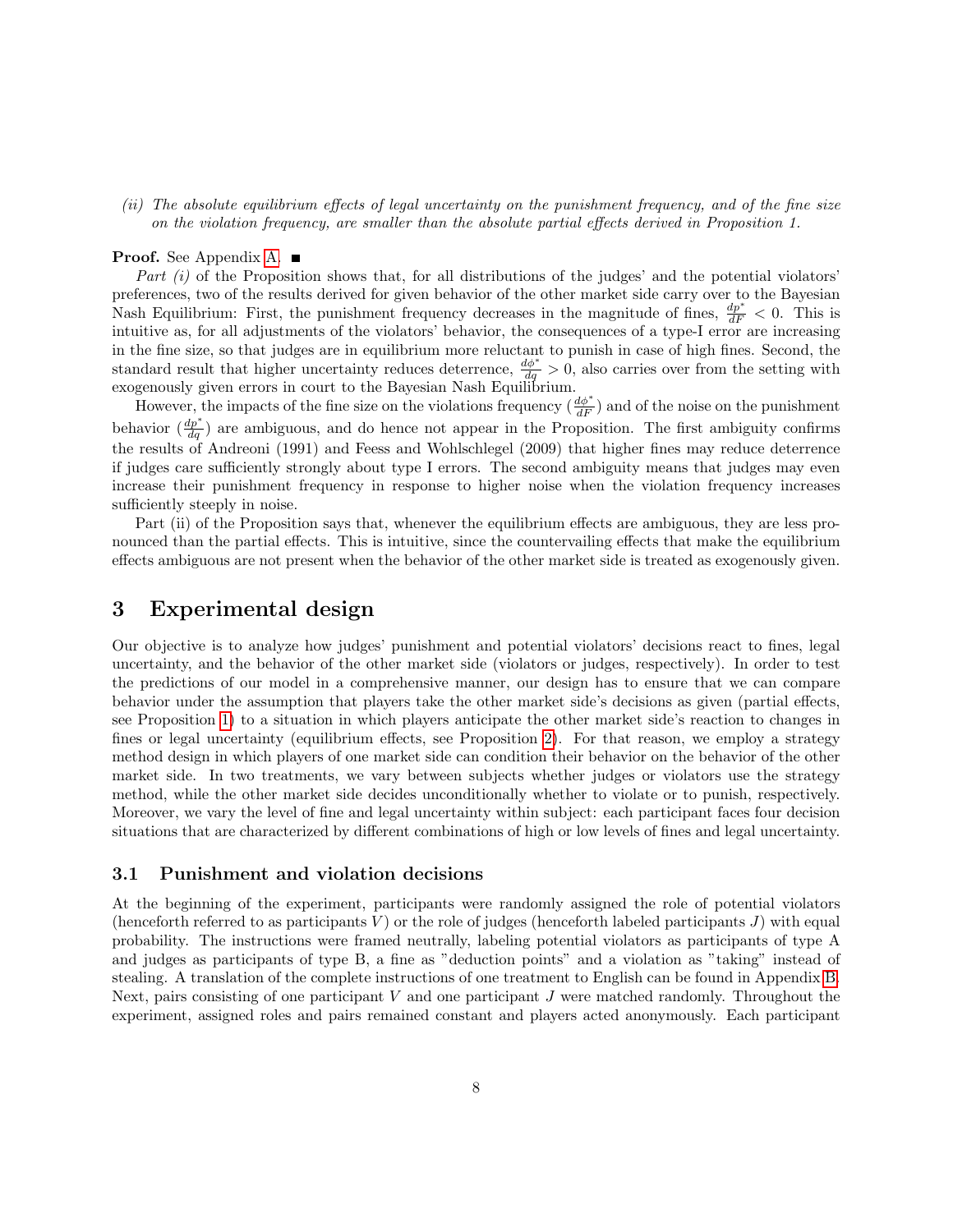*(ii) The absolute equilibrium effects of legal uncertainty on the punishment frequency, and of the fine size on the violation frequency, are smaller than the absolute partial effects derived in Proposition 1.*

**Proof.** See Appendix A. ■

*Part (i)* of the Proposition shows that, for all distributions of the judges' and the potential violators' preferences, two of the results derived for given behavior of the other market side carry over to the Bayesian Nash Equilibrium: First, the punishment frequency decreases in the magnitude of fines, $\frac{dp^*}{dF} < 0$. This is intuitive as, for all adjustments of the violators' behavior, the consequences of a type-I error are increasing in the fine size, so that judges are in equilibrium more reluctant to punish in case of high fines. Second, the standard result that higher uncertainty reduces deterrence, $\frac{d\phi^*}{dq} > 0$, also carries over from the setting with exogenously given errors in court to the Bayesian Nash Equilibrium.

However, the impacts of the fine size on the violations frequency ($\frac{d\phi^*}{dF}$) and of the noise on the punishment behavior ($\frac{dp^*}{dq}$) are ambiguous, and do hence not appear in the Proposition. The first ambiguity confirms the results of Andreoni (1991) and Feess and Wohlschlegel (2009) that higher fines may reduce deterrence if judges care sufficiently strongly about type I errors. The second ambiguity means that judges may even increase their punishment frequency in response to higher noise when the violation frequency increases sufficiently steeply in noise.

Part (ii) of the Proposition says that, whenever the equilibrium effects are ambiguous, they are less pronounced than the partial effects. This is intuitive, since the countervailing effects that make the equilibrium effects ambiguous are not present when the behavior of the other market side is treated as exogenously given.

# 3 Experimental design

Our objective is to analyze how judges' punishment and potential violators' decisions react to fines, legal uncertainty, and the behavior of the other market side (violators or judges, respectively). In order to test the predictions of our model in a comprehensive manner, our design has to ensure that we can compare behavior under the assumption that players take the other market side's decisions as given (partial effects, see Proposition 1) to a situation in which players anticipate the other market side's reaction to changes in fines or legal uncertainty (equilibrium effects, see Proposition 2). For that reason, we employ a strategy method design in which players of one market side can condition their behavior on the behavior of the other market side. In two treatments, we vary between subjects whether judges or violators use the strategy method, while the other market side decides unconditionally whether to violate or to punish, respectively. Moreover, we vary the level of fine and legal uncertainty within subject: each participant faces four decision situations that are characterized by different combinations of high or low levels of fines and legal uncertainty.

## 3.1 Punishment and violation decisions

At the beginning of the experiment, participants were randomly assigned the role of potential violators (henceforth referred to as participants $V$) or the role of judges (henceforth labeled participants $J$) with equal probability. The instructions were framed neutrally, labeling potential violators as participants of type A and judges as participants of type B, a fine as "deduction points" and a violation as "taking" instead of stealing. A translation of the complete instructions of one treatment to English can be found in Appendix B. Next, pairs consisting of one participant $V$ and one participant $J$ were matched randomly. Throughout the experiment, assigned roles and pairs remained constant and players acted anonymously. Each participant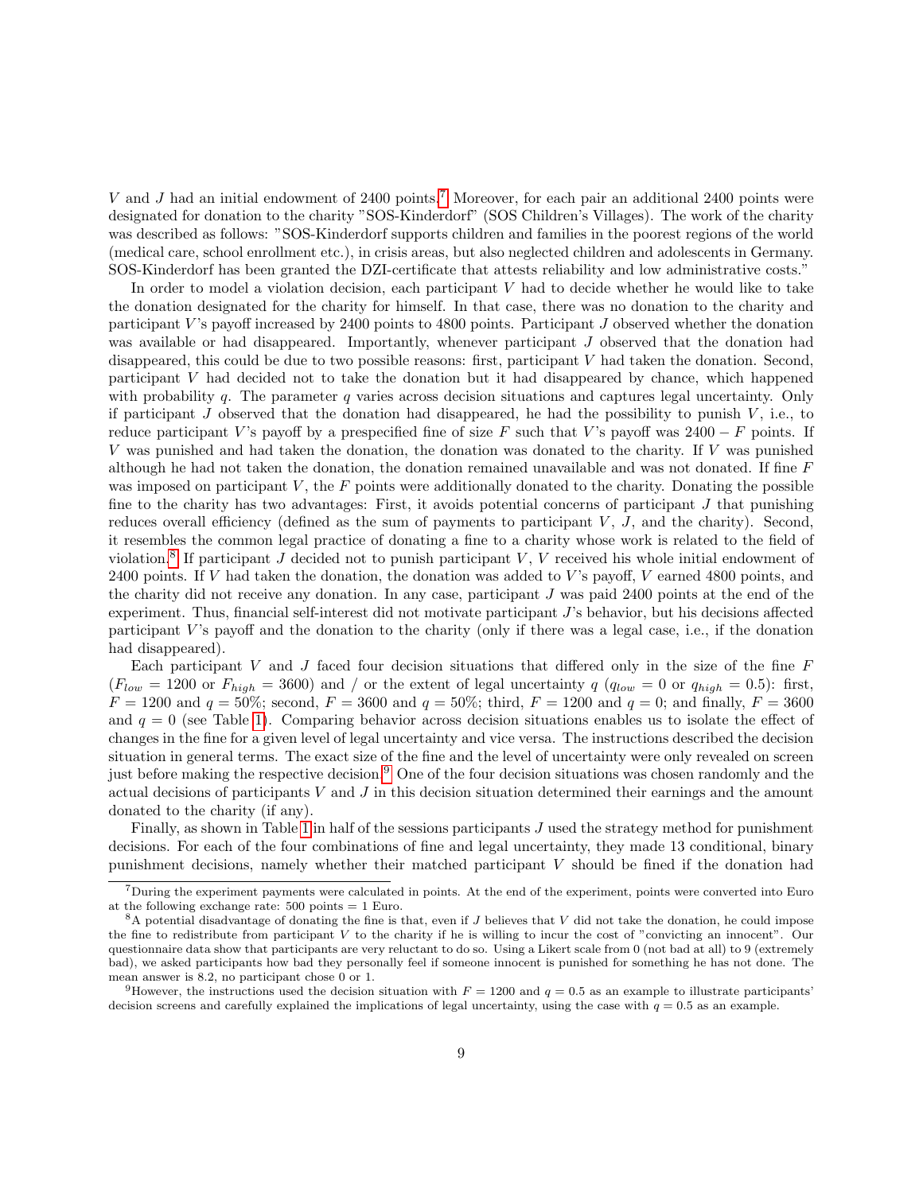$V$ and $J$ had an initial endowment of 2400 points.[7] Moreover, for each pair an additional 2400 points were designated for donation to the charity "SOS-Kinderdorf" (SOS Children's Villages). The work of the charity was described as follows: "SOS-Kinderdorf supports children and families in the poorest regions of the world (medical care, school enrollment etc.), in crisis areas, but also neglected children and adolescents in Germany. SOS-Kinderdorf has been granted the DZI-certificate that attests reliability and low administrative costs."

In order to model a violation decision, each participant $V$ had to decide whether he would like to take the donation designated for the charity for himself. In that case, there was no donation to the charity and participant $V$'s payoff increased by 2400 points to 4800 points. Participant $J$ observed whether the donation was available or had disappeared. Importantly, whenever participant $J$ observed that the donation had disappeared, this could be due to two possible reasons: first, participant $V$ had taken the donation. Second, participant $V$ had decided not to take the donation but it had disappeared by chance, which happened with probability $q$. The parameter $q$ varies across decision situations and captures legal uncertainty. Only if participant $J$ observed that the donation had disappeared, he had the possibility to punish $V$, i.e., to reduce participant $V$'s payoff by a prespecified fine of size $F$ such that $V$'s payoff was $2400 - F$ points. If $V$ was punished and had taken the donation, the donation was donated to the charity. If $V$ was punished although he had not taken the donation, the donation remained unavailable and was not donated. If fine $F$ was imposed on participant $V$, the $F$ points were additionally donated to the charity. Donating the possible fine to the charity has two advantages: First, it avoids potential concerns of participant $J$ that punishing reduces overall efficiency (defined as the sum of payments to participant $V$, $J$, and the charity). Second, it resembles the common legal practice of donating a fine to a charity whose work is related to the field of violation.[8] If participant $J$ decided not to punish participant $V$, $V$ received his whole initial endowment of 2400 points. If $V$ had taken the donation, the donation was added to $V$'s payoff, $V$ earned 4800 points, and the charity did not receive any donation. In any case, participant $J$ was paid 2400 points at the end of the experiment. Thus, financial self-interest did not motivate participant $J$'s behavior, but his decisions affected participant $V$'s payoff and the donation to the charity (only if there was a legal case, i.e., if the donation had disappeared).

Each participant $V$ and $J$ faced four decision situations that differed only in the size of the fine $F$ ($F_{low} = 1200$ or $F_{high} = 3600$) and / or the extent of legal uncertainty $q$ ($q_{low} = 0$ or $q_{high} = 0.5$): first, $F = 1200$ and $q = 50\%$; second, $F = 3600$ and $q = 50\%$; third, $F = 1200$ and $q = 0$; and finally, $F = 3600$ and $q = 0$ (see Table 1). Comparing behavior across decision situations enables us to isolate the effect of changes in the fine for a given level of legal uncertainty and vice versa. The instructions described the decision situation in general terms. The exact size of the fine and the level of uncertainty were only revealed on screen just before making the respective decision.[9] One of the four decision situations was chosen randomly and the actual decisions of participants $V$ and $J$ in this decision situation determined their earnings and the amount donated to the charity (if any).

Finally, as shown in Table 1 in half of the sessions participants $J$ used the strategy method for punishment decisions. For each of the four combinations of fine and legal uncertainty, they made 13 conditional, binary punishment decisions, namely whether their matched participant $V$ should be fined if the donation had

---

[7] During the experiment payments were calculated in points. At the end of the experiment, points were converted into Euro at the following exchange rate: 500 points = 1 Euro.

[8] A potential disadvantage of donating the fine is that, even if $J$ believes that $V$ did not take the donation, he could impose the fine to redistribute from participant $V$ to the charity if he is willing to incur the cost of "convicting an innocent". Our questionnaire data show that participants are very reluctant to do so. Using a Likert scale from 0 (not bad at all) to 9 (extremely bad), we asked participants how bad they personally feel if someone innocent is punished for something he has not done. The mean answer is 8.2, no participant chose 0 or 1.

[9] However, the instructions used the decision situation with $F = 1200$ and $q = 0.5$ as an example to illustrate participants' decision screens and carefully explained the implications of legal uncertainty, using the case with $q = 0.5$ as an example.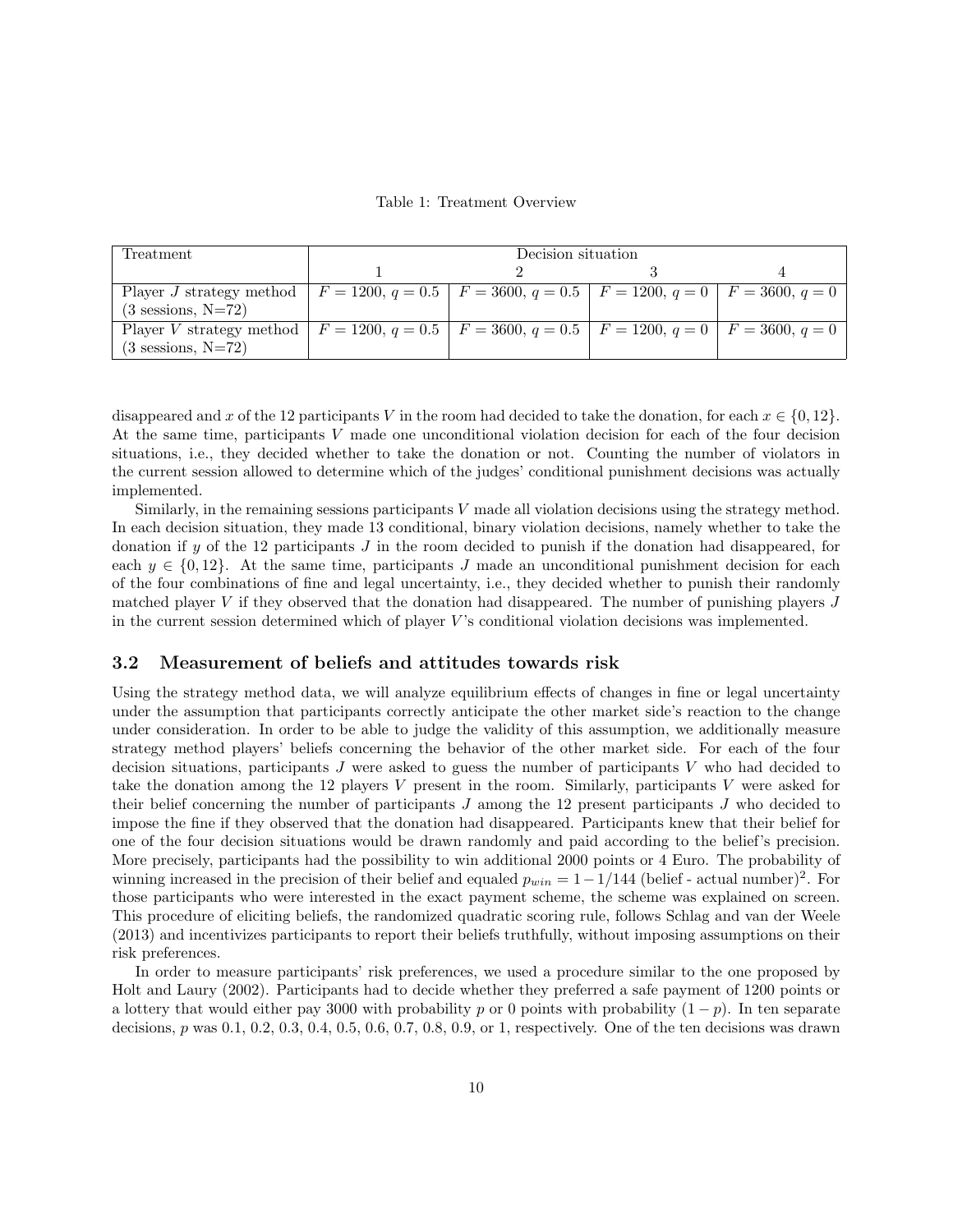Table 1: Treatment Overview

| Treatment | Decision situation | | | |
|---|---|---|---|---|
| | 1 | 2 | 3 | 4 |
| Player $J$ strategy method (3 sessions, N=72) | $F = 1200$, $q = 0.5$ | $F = 3600$, $q = 0.5$ | $F = 1200$, $q = 0$ | $F = 3600$, $q = 0$ |
| Player $V$ strategy method (3 sessions, N=72) | $F = 1200$, $q = 0.5$ | $F = 3600$, $q = 0.5$ | $F = 1200$, $q = 0$ | $F = 3600$, $q = 0$ |

disappeared and $x$ of the 12 participants $V$ in the room had decided to take the donation, for each $x \in \{0, 12\}$. At the same time, participants $V$ made one unconditional violation decision for each of the four decision situations, i.e., they decided whether to take the donation or not. Counting the number of violators in the current session allowed to determine which of the judges' conditional punishment decisions was actually implemented.

Similarly, in the remaining sessions participants $V$ made all violation decisions using the strategy method. In each decision situation, they made 13 conditional, binary violation decisions, namely whether to take the donation if $y$ of the 12 participants $J$ in the room decided to punish if the donation had disappeared, for each $y \in \{0, 12\}$. At the same time, participants $J$ made an unconditional punishment decision for each of the four combinations of fine and legal uncertainty, i.e., they decided whether to punish their randomly matched player $V$ if they observed that the donation had disappeared. The number of punishing players $J$ in the current session determined which of player $V$'s conditional violation decisions was implemented.

### 3.2 Measurement of beliefs and attitudes towards risk

Using the strategy method data, we will analyze equilibrium effects of changes in fine or legal uncertainty under the assumption that participants correctly anticipate the other market side's reaction to the change under consideration. In order to be able to judge the validity of this assumption, we additionally measure strategy method players' beliefs concerning the behavior of the other market side. For each of the four decision situations, participants $J$ were asked to guess the number of participants $V$ who had decided to take the donation among the 12 players $V$ present in the room. Similarly, participants $V$ were asked for their belief concerning the number of participants $J$ among the 12 present participants $J$ who decided to impose the fine if they observed that the donation had disappeared. Participants knew that their belief for one of the four decision situations would be drawn randomly and paid according to the belief's precision. More precisely, participants had the possibility to win additional 2000 points or 4 Euro. The probability of winning increased in the precision of their belief and equaled $p_{win} = 1 - 1/144\,(\text{belief - actual number})^2$. For those participants who were interested in the exact payment scheme, the scheme was explained on screen. This procedure of eliciting beliefs, the randomized quadratic scoring rule, follows Schlag and van der Weele (2013) and incentivizes participants to report their beliefs truthfully, without imposing assumptions on their risk preferences.

In order to measure participants' risk preferences, we used a procedure similar to the one proposed by Holt and Laury (2002). Participants had to decide whether they preferred a safe payment of 1200 points or a lottery that would either pay 3000 with probability $p$ or 0 points with probability $(1 - p)$. In ten separate decisions, $p$ was 0.1, 0.2, 0.3, 0.4, 0.5, 0.6, 0.7, 0.8, 0.9, or 1, respectively. One of the ten decisions was drawn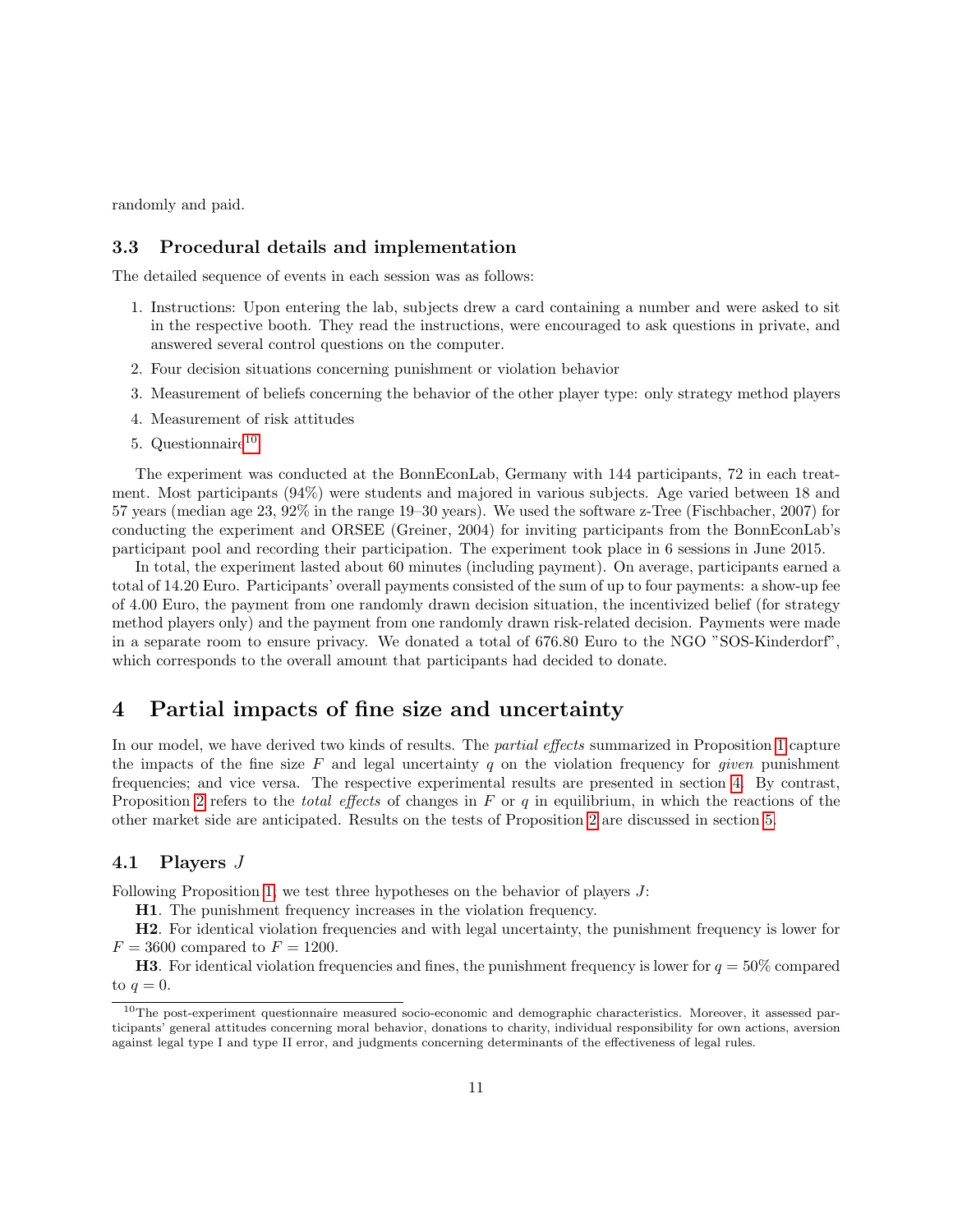randomly and paid.

### 3.3 Procedural details and implementation

The detailed sequence of events in each session was as follows:

1. Instructions: Upon entering the lab, subjects drew a card containing a number and were asked to sit in the respective booth. They read the instructions, were encouraged to ask questions in private, and answered several control questions on the computer.
2. Four decision situations concerning punishment or violation behavior
3. Measurement of beliefs concerning the behavior of the other player type: only strategy method players
4. Measurement of risk attitudes
5. Questionnaire[10]

The experiment was conducted at the BonnEconLab, Germany with 144 participants, 72 in each treatment. Most participants (94%) were students and majored in various subjects. Age varied between 18 and 57 years (median age 23, 92% in the range 19–30 years). We used the software z-Tree (Fischbacher, 2007) for conducting the experiment and ORSEE (Greiner, 2004) for inviting participants from the BonnEconLab's participant pool and recording their participation. The experiment took place in 6 sessions in June 2015.

In total, the experiment lasted about 60 minutes (including payment). On average, participants earned a total of 14.20 Euro. Participants' overall payments consisted of the sum of up to four payments: a show-up fee of 4.00 Euro, the payment from one randomly drawn decision situation, the incentivized belief (for strategy method players only) and the payment from one randomly drawn risk-related decision. Payments were made in a separate room to ensure privacy. We donated a total of 676.80 Euro to the NGO "SOS-Kinderdorf", which corresponds to the overall amount that participants had decided to donate.

## 4 Partial impacts of fine size and uncertainty

In our model, we have derived two kinds of results. The *partial effects* summarized in Proposition 1 capture the impacts of the fine size $F$ and legal uncertainty $q$ on the violation frequency for *given* punishment frequencies; and vice versa. The respective experimental results are presented in section 4. By contrast, Proposition 2 refers to the *total effects* of changes in $F$ or $q$ in equilibrium, in which the reactions of the other market side are anticipated. Results on the tests of Proposition 2 are discussed in section 5.

### 4.1 Players $J$

Following Proposition 1, we test three hypotheses on the behavior of players $J$:

**H1**. The punishment frequency increases in the violation frequency.

**H2**. For identical violation frequencies and with legal uncertainty, the punishment frequency is lower for $F = 3600$ compared to $F = 1200$.

**H3**. For identical violation frequencies and fines, the punishment frequency is lower for $q = 50\%$ compared to $q = 0$.

[10]The post-experiment questionnaire measured socio-economic and demographic characteristics. Moreover, it assessed participants' general attitudes concerning moral behavior, donations to charity, individual responsibility for own actions, aversion against legal type I and type II error, and judgments concerning determinants of the effectiveness of legal rules.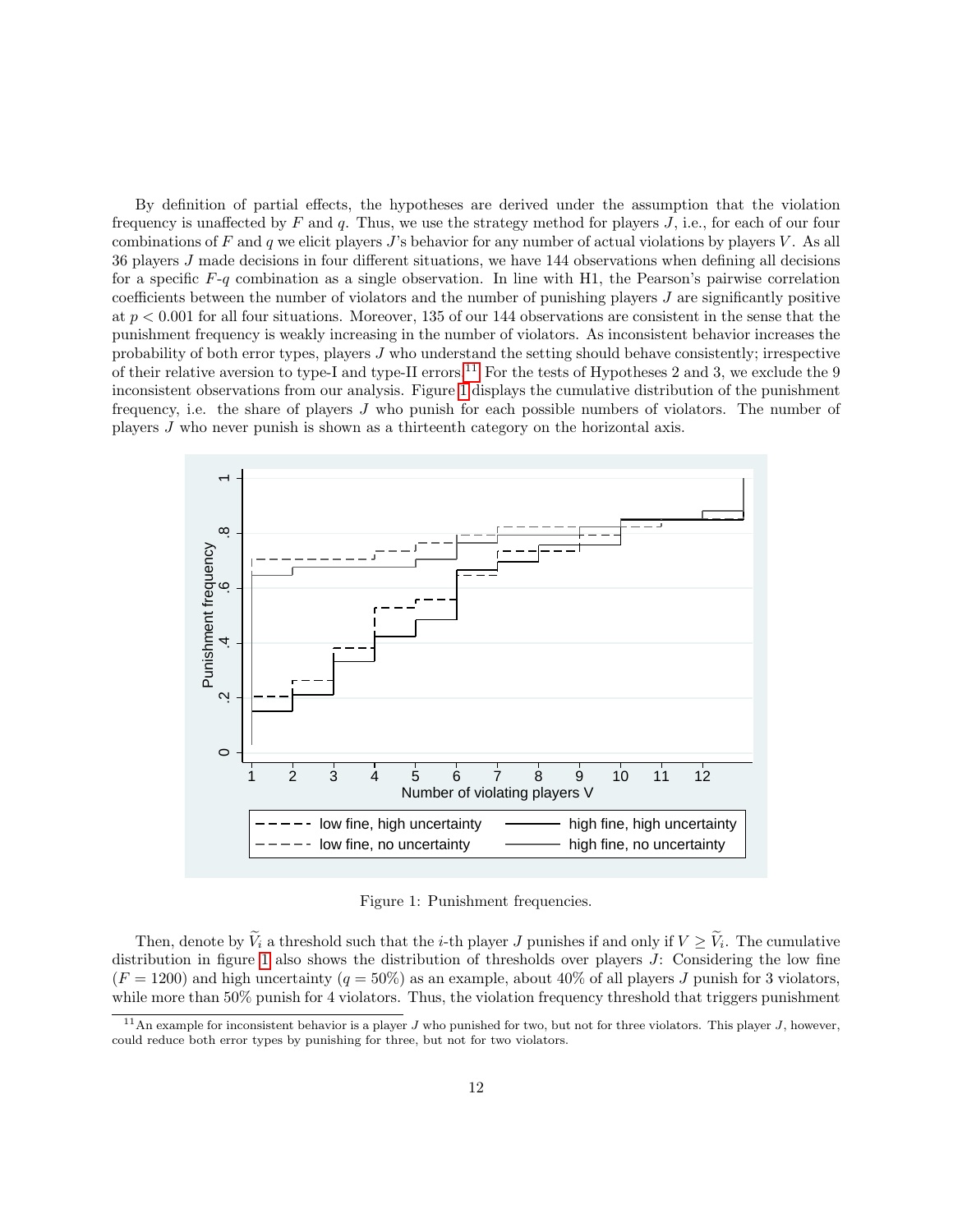By definition of partial effects, the hypotheses are derived under the assumption that the violation frequency is unaffected by $F$ and $q$. Thus, we use the strategy method for players $J$, i.e., for each of our four combinations of $F$ and $q$ we elicit players $J$'s behavior for any number of actual violations by players $V$. As all 36 players $J$ made decisions in four different situations, we have 144 observations when defining all decisions for a specific $F$-$q$ combination as a single observation. In line with H1, the Pearson's pairwise correlation coefficients between the number of violators and the number of punishing players $J$ are significantly positive at $p < 0.001$ for all four situations. Moreover, 135 of our 144 observations are consistent in the sense that the punishment frequency is weakly increasing in the number of violators. As inconsistent behavior increases the probability of both error types, players $J$ who understand the setting should behave consistently; irrespective of their relative aversion to type-I and type-II errors.[11] For the tests of Hypotheses 2 and 3, we exclude the 9 inconsistent observations from our analysis. Figure 1 displays the cumulative distribution of the punishment frequency, i.e. the share of players $J$ who punish for each possible numbers of violators. The number of players $J$ who never punish is shown as a thirteenth category on the horizontal axis.

Figure 1: Punishment frequencies.

Then, denote by $\widetilde{V}_i$ a threshold such that the $i$-th player $J$ punishes if and only if $V \geq \widetilde{V}_i$. The cumulative distribution in figure 1 also shows the distribution of thresholds over players $J$: Considering the low fine ($F = 1200$) and high uncertainty ($q = 50\%$) as an example, about 40% of all players $J$ punish for 3 violators, while more than 50% punish for 4 violators. Thus, the violation frequency threshold that triggers punishment

[11] An example for inconsistent behavior is a player $J$ who punished for two, but not for three violators. This player $J$, however, could reduce both error types by punishing for three, but not for two violators.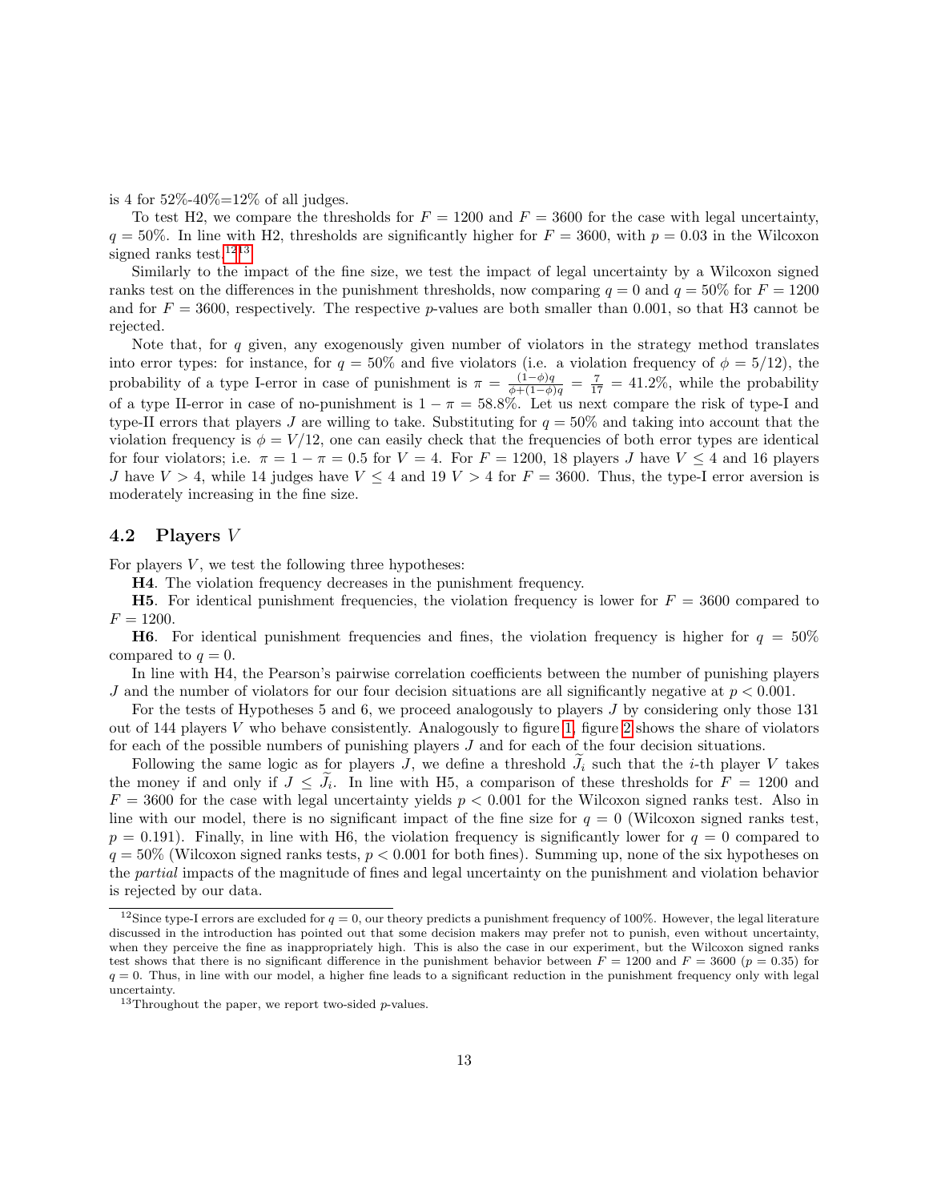is 4 for 52%-40%=12% of all judges.

To test H2, we compare the thresholds for $F = 1200$ and $F = 3600$ for the case with legal uncertainty, $q = 50\%$. In line with H2, thresholds are significantly higher for $F = 3600$, with $p = 0.03$ in the Wilcoxon signed ranks test.[12,13]

Similarly to the impact of the fine size, we test the impact of legal uncertainty by a Wilcoxon signed ranks test on the differences in the punishment thresholds, now comparing $q = 0$ and $q = 50\%$ for $F = 1200$ and for $F = 3600$, respectively. The respective $p$-values are both smaller than 0.001, so that H3 cannot be rejected.

Note that, for $q$ given, any exogenously given number of violators in the strategy method translates into error types: for instance, for $q = 50\%$ and five violators (i.e. a violation frequency of $\phi = 5/12$), the probability of a type I-error in case of punishment is $\pi = \frac{(1-\phi)q}{\phi+(1-\phi)q} = \frac{7}{17} = 41.2\%$, while the probability of a type II-error in case of no-punishment is $1 - \pi = 58.8\%$. Let us next compare the risk of type-I and type-II errors that players $J$ are willing to take. Substituting for $q = 50\%$ and taking into account that the violation frequency is $\phi = V/12$, one can easily check that the frequencies of both error types are identical for four violators; i.e. $\pi = 1 - \pi = 0.5$ for $V = 4$. For $F = 1200$, 18 players $J$ have $V \leq 4$ and 16 players $J$ have $V > 4$, while 14 judges have $V \leq 4$ and 19 $V > 4$ for $F = 3600$. Thus, the type-I error aversion is moderately increasing in the fine size.

## 4.2 Players $V$

For players $V$, we test the following three hypotheses:

**H4**. The violation frequency decreases in the punishment frequency.

**H5**. For identical punishment frequencies, the violation frequency is lower for $F = 3600$ compared to $F = 1200$.

**H6**. For identical punishment frequencies and fines, the violation frequency is higher for $q = 50\%$ compared to $q = 0$.

In line with H4, the Pearson's pairwise correlation coefficients between the number of punishing players $J$ and the number of violators for our four decision situations are all significantly negative at $p < 0.001$.

For the tests of Hypotheses 5 and 6, we proceed analogously to players $J$ by considering only those 131 out of 144 players $V$ who behave consistently. Analogously to figure 1, figure 2 shows the share of violators for each of the possible numbers of punishing players $J$ and for each of the four decision situations.

Following the same logic as for players $J$, we define a threshold $\widetilde{J}_i$ such that the $i$-th player $V$ takes the money if and only if $J \leq \widetilde{J}_i$. In line with H5, a comparison of these thresholds for $F = 1200$ and $F = 3600$ for the case with legal uncertainty yields $p < 0.001$ for the Wilcoxon signed ranks test. Also in line with our model, there is no significant impact of the fine size for $q = 0$ (Wilcoxon signed ranks test, $p = 0.191$). Finally, in line with H6, the violation frequency is significantly lower for $q = 0$ compared to $q = 50\%$ (Wilcoxon signed ranks tests, $p < 0.001$ for both fines). Summing up, none of the six hypotheses on the *partial* impacts of the magnitude of fines and legal uncertainty on the punishment and violation behavior is rejected by our data.

---

[12] Since type-I errors are excluded for $q = 0$, our theory predicts a punishment frequency of 100%. However, the legal literature discussed in the introduction has pointed out that some decision makers may prefer not to punish, even without uncertainty, when they perceive the fine as inappropriately high. This is also the case in our experiment, but the Wilcoxon signed ranks test shows that there is no significant difference in the punishment behavior between $F = 1200$ and $F = 3600$ ($p = 0.35$) for $q = 0$. Thus, in line with our model, a higher fine leads to a significant reduction in the punishment frequency only with legal uncertainty.

[13] Throughout the paper, we report two-sided $p$-values.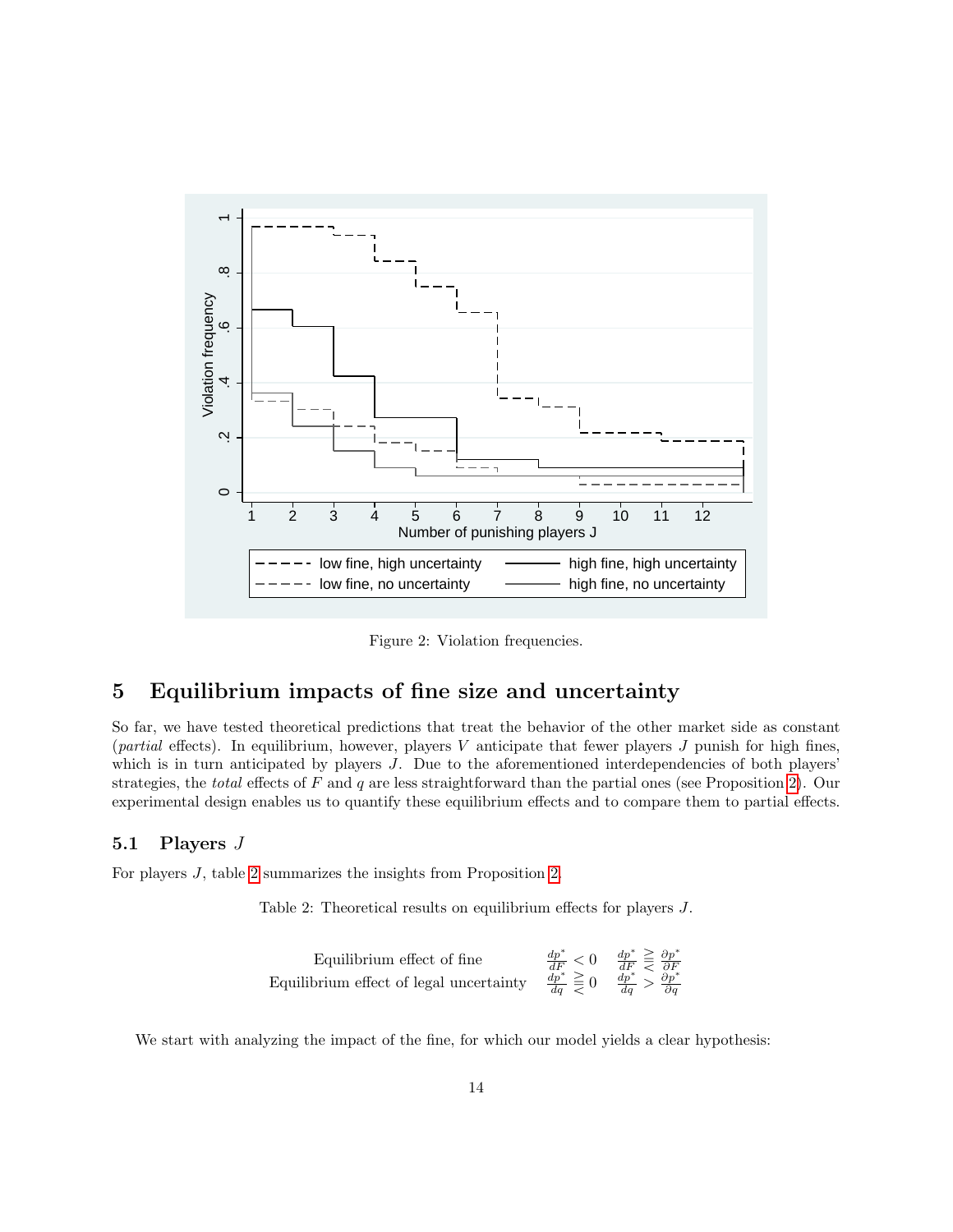Figure 2: Violation frequencies.

## 5 Equilibrium impacts of fine size and uncertainty

So far, we have tested theoretical predictions that treat the behavior of the other market side as constant (*partial* effects). In equilibrium, however, players $V$ anticipate that fewer players $J$ punish for high fines, which is in turn anticipated by players $J$. Due to the aforementioned interdependencies of both players' strategies, the *total* effects of $F$ and $q$ are less straightforward than the partial ones (see Proposition 2). Our experimental design enables us to quantify these equilibrium effects and to compare them to partial effects.

### 5.1 Players $J$

For players $J$, table 2 summarizes the insights from Proposition 2.

Table 2: Theoretical results on equilibrium effects for players $J$.

| | | |
|---|---|---|
| Equilibrium effect of fine | $\frac{dp^*}{dF} < 0$ | $\frac{dp^*}{dF} \gtreqless \frac{\partial p^*}{\partial F}$ |
| Equilibrium effect of legal uncertainty | $\frac{dp^*}{dq} \gtreqless 0$ | $\frac{dp^*}{dq} > \frac{\partial p^*}{\partial q}$ |

We start with analyzing the impact of the fine, for which our model yields a clear hypothesis: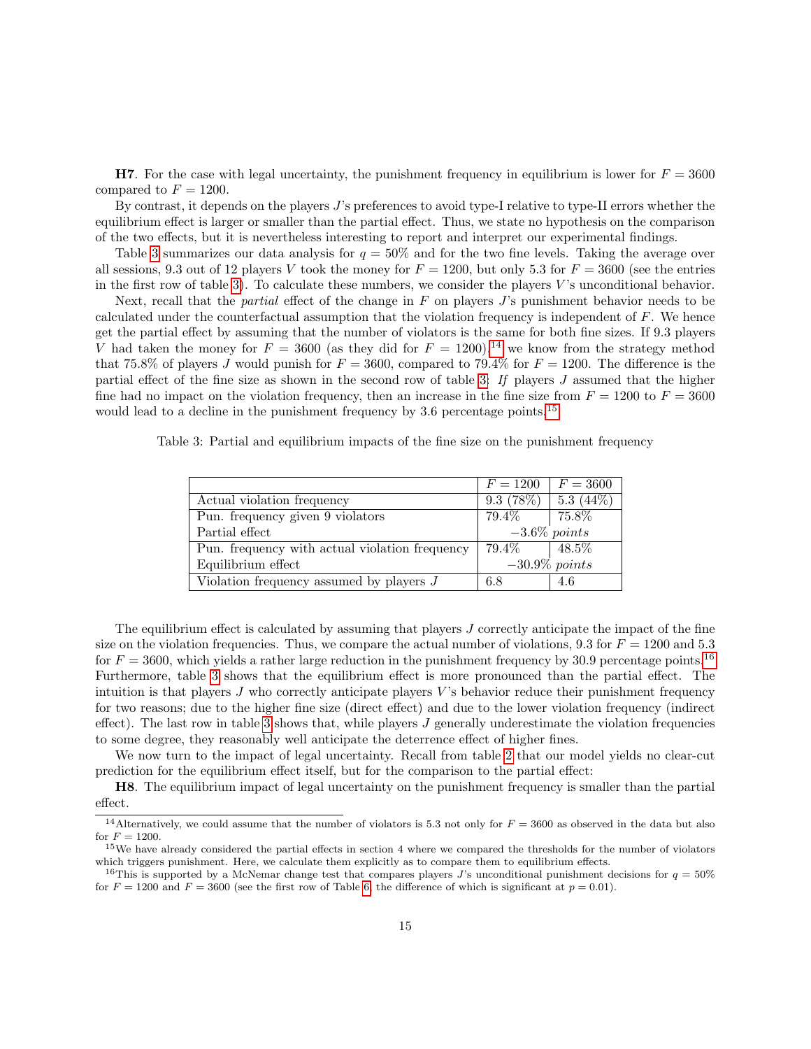**H7**. For the case with legal uncertainty, the punishment frequency in equilibrium is lower for $F = 3600$ compared to $F = 1200$.

By contrast, it depends on the players $J$'s preferences to avoid type-I relative to type-II errors whether the equilibrium effect is larger or smaller than the partial effect. Thus, we state no hypothesis on the comparison of the two effects, but it is nevertheless interesting to report and interpret our experimental findings.

Table 3 summarizes our data analysis for $q = 50\%$ and for the two fine levels. Taking the average over all sessions, 9.3 out of 12 players $V$ took the money for $F = 1200$, but only 5.3 for $F = 3600$ (see the entries in the first row of table 3). To calculate these numbers, we consider the players $V$'s unconditional behavior.

Next, recall that the *partial* effect of the change in $F$ on players $J$'s punishment behavior needs to be calculated under the counterfactual assumption that the violation frequency is independent of $F$. We hence get the partial effect by assuming that the number of violators is the same for both fine sizes. If 9.3 players $V$ had taken the money for $F = 3600$ (as they did for $F = 1200$),[14] we know from the strategy method that 75.8% of players $J$ would punish for $F = 3600$, compared to 79.4% for $F = 1200$. The difference is the partial effect of the fine size as shown in the second row of table 3: *If* players $J$ assumed that the higher fine had no impact on the violation frequency, then an increase in the fine size from $F = 1200$ to $F = 3600$ would lead to a decline in the punishment frequency by 3.6 percentage points.[15]

Table 3: Partial and equilibrium impacts of the fine size on the punishment frequency

| | $F = 1200$ | $F = 3600$ |
|---|---|---|
| Actual violation frequency | 9.3 (78%) | 5.3 (44%) |
| Pun. frequency given 9 violators | 79.4% | 75.8% |
| Partial effect | $-3.6\%$ *points* | |
| Pun. frequency with actual violation frequency | 79.4% | 48.5% |
| Equilibrium effect | $-30.9\%$ *points* | |
| Violation frequency assumed by players $J$ | 6.8 | 4.6 |

The equilibrium effect is calculated by assuming that players $J$ correctly anticipate the impact of the fine size on the violation frequencies. Thus, we compare the actual number of violations, 9.3 for $F = 1200$ and 5.3 for $F = 3600$, which yields a rather large reduction in the punishment frequency by 30.9 percentage points.[16] Furthermore, table 3 shows that the equilibrium effect is more pronounced than the partial effect. The intuition is that players $J$ who correctly anticipate players $V$'s behavior reduce their punishment frequency for two reasons; due to the higher fine size (direct effect) and due to the lower violation frequency (indirect effect). The last row in table 3 shows that, while players $J$ generally underestimate the violation frequencies to some degree, they reasonably well anticipate the deterrence effect of higher fines.

We now turn to the impact of legal uncertainty. Recall from table 2 that our model yields no clear-cut prediction for the equilibrium effect itself, but for the comparison to the partial effect:

**H8**. The equilibrium impact of legal uncertainty on the punishment frequency is smaller than the partial effect.

[14] Alternatively, we could assume that the number of violators is 5.3 not only for $F = 3600$ as observed in the data but also for $F = 1200$.

[15] We have already considered the partial effects in section 4 where we compared the thresholds for the number of violators which triggers punishment. Here, we calculate them explicitly as to compare them to equilibrium effects.

[16] This is supported by a McNemar change test that compares players $J$'s unconditional punishment decisions for $q = 50\%$ for $F = 1200$ and $F = 3600$ (see the first row of Table 6, the difference of which is significant at $p = 0.01$).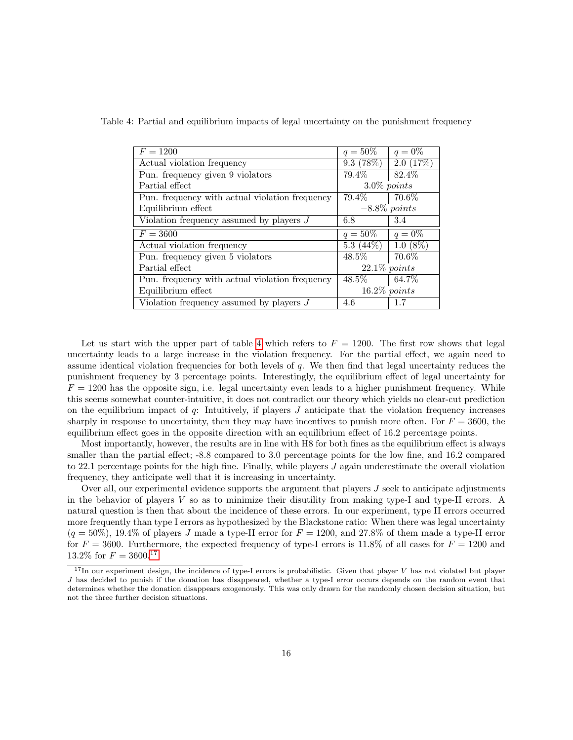Table 4: Partial and equilibrium impacts of legal uncertainty on the punishment frequency

| $F = 1200$ | $q = 50\%$ | $q = 0\%$ |
|---|---|---|
| Actual violation frequency | 9.3 (78%) | 2.0 (17%) |
| Pun. frequency given 9 violators | 79.4% | 82.4% |
| Partial effect | 3.0% *points* | |
| Pun. frequency with actual violation frequency | 79.4% | 70.6% |
| Equilibrium effect | −8.8% *points* | |
| Violation frequency assumed by players $J$ | 6.8 | 3.4 |
| $F = 3600$ | $q = 50\%$ | $q = 0\%$ |
| Actual violation frequency | 5.3 (44%) | 1.0 (8%) |
| Pun. frequency given 5 violators | 48.5% | 70.6% |
| Partial effect | 22.1% *points* | |
| Pun. frequency with actual violation frequency | 48.5% | 64.7% |
| Equilibrium effect | 16.2% *points* | |
| Violation frequency assumed by players $J$ | 4.6 | 1.7 |

Let us start with the upper part of table 4 which refers to $F = 1200$. The first row shows that legal uncertainty leads to a large increase in the violation frequency. For the partial effect, we again need to assume identical violation frequencies for both levels of $q$. We then find that legal uncertainty reduces the punishment frequency by 3 percentage points. Interestingly, the equilibrium effect of legal uncertainty for $F = 1200$ has the opposite sign, i.e. legal uncertainty even leads to a higher punishment frequency. While this seems somewhat counter-intuitive, it does not contradict our theory which yields no clear-cut prediction on the equilibrium impact of $q$: Intuitively, if players $J$ anticipate that the violation frequency increases sharply in response to uncertainty, then they may have incentives to punish more often. For $F = 3600$, the equilibrium effect goes in the opposite direction with an equilibrium effect of 16.2 percentage points.

Most importantly, however, the results are in line with H8 for both fines as the equilibrium effect is always smaller than the partial effect; -8.8 compared to 3.0 percentage points for the low fine, and 16.2 compared to 22.1 percentage points for the high fine. Finally, while players $J$ again underestimate the overall violation frequency, they anticipate well that it is increasing in uncertainty.

Over all, our experimental evidence supports the argument that players $J$ seek to anticipate adjustments in the behavior of players $V$ so as to minimize their disutility from making type-I and type-II errors. A natural question is then that about the incidence of these errors. In our experiment, type II errors occurred more frequently than type I errors as hypothesized by the Blackstone ratio: When there was legal uncertainty ($q = 50\%$), 19.4% of players $J$ made a type-II error for $F = 1200$, and 27.8% of them made a type-II error for $F = 3600$. Furthermore, the expected frequency of type-I errors is 11.8% of all cases for $F = 1200$ and 13.2% for $F = 3600$.[17]

[17] In our experiment design, the incidence of type-I errors is probabilistic. Given that player $V$ has not violated but player $J$ has decided to punish if the donation has disappeared, whether a type-I error occurs depends on the random event that determines whether the donation disappears exogenously. This was only drawn for the randomly chosen decision situation, but not the three further decision situations.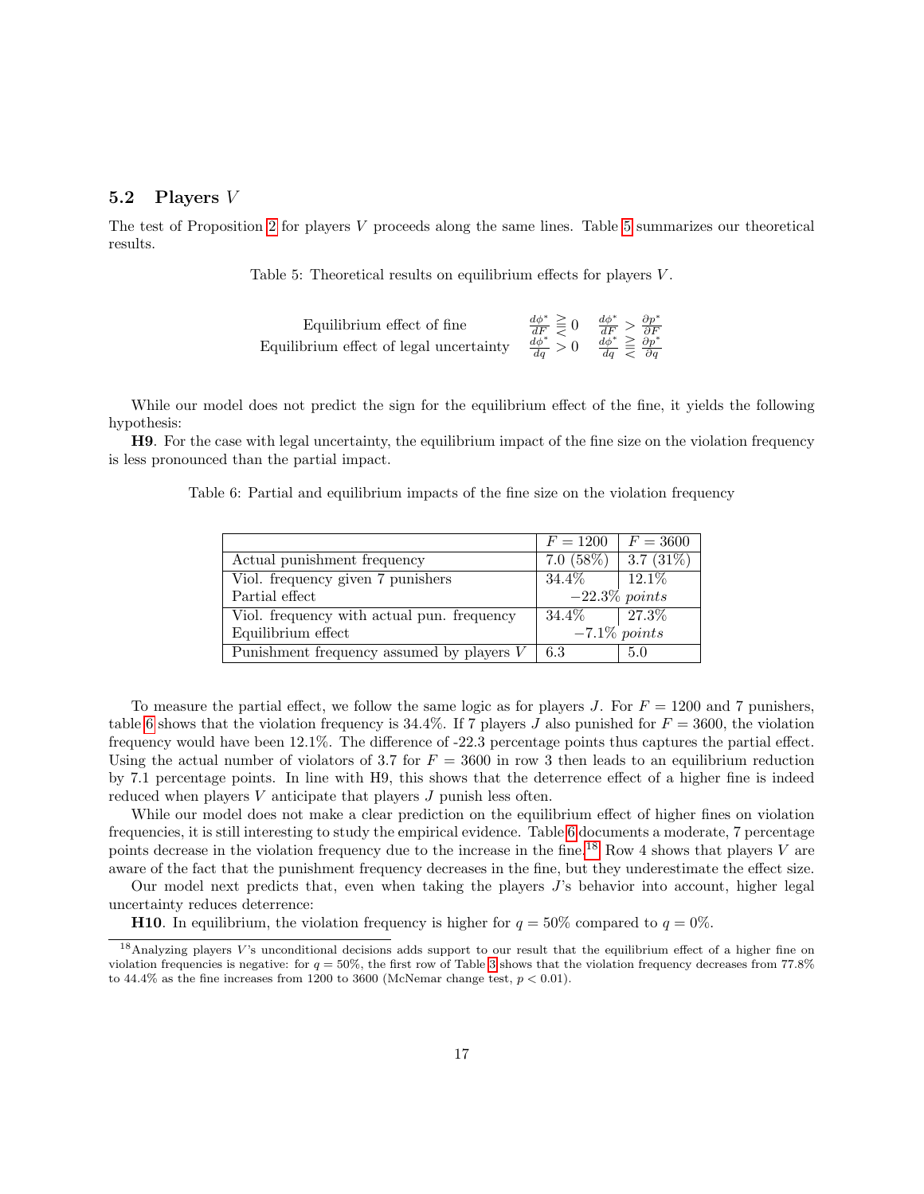### 5.2 Players $V$

The test of Proposition 2 for players $V$ proceeds along the same lines. Table 5 summarizes our theoretical results.

Table 5: Theoretical results on equilibrium effects for players $V$.

| | | |
|---|---|---|
| Equilibrium effect of fine | $\frac{d\phi^*}{dF} \gtreqless 0$ | $\frac{d\phi^*}{dF} > \frac{\partial p^*}{\partial F}$ |
| Equilibrium effect of legal uncertainty | $\frac{d\phi^*}{dq} > 0$ | $\frac{d\phi^*}{dq} \gtreqless \frac{\partial p^*}{\partial q}$ |

While our model does not predict the sign for the equilibrium effect of the fine, it yields the following hypothesis:

**H9**. For the case with legal uncertainty, the equilibrium impact of the fine size on the violation frequency is less pronounced than the partial impact.

Table 6: Partial and equilibrium impacts of the fine size on the violation frequency

| | $F = 1200$ | $F = 3600$ |
|---|---|---|
| Actual punishment frequency | 7.0 (58%) | 3.7 (31%) |
| Viol. frequency given 7 punishers | 34.4% | 12.1% |
| Partial effect | $-22.3\%$ *points* | |
| Viol. frequency with actual pun. frequency | 34.4% | 27.3% |
| Equilibrium effect | $-7.1\%$ *points* | |
| Punishment frequency assumed by players $V$ | 6.3 | 5.0 |

To measure the partial effect, we follow the same logic as for players $J$. For $F = 1200$ and 7 punishers, table 6 shows that the violation frequency is 34.4%. If 7 players $J$ also punished for $F = 3600$, the violation frequency would have been 12.1%. The difference of -22.3 percentage points thus captures the partial effect. Using the actual number of violators of 3.7 for $F = 3600$ in row 3 then leads to an equilibrium reduction by 7.1 percentage points. In line with H9, this shows that the deterrence effect of a higher fine is indeed reduced when players $V$ anticipate that players $J$ punish less often.

While our model does not make a clear prediction on the equilibrium effect of higher fines on violation frequencies, it is still interesting to study the empirical evidence. Table 6 documents a moderate, 7 percentage points decrease in the violation frequency due to the increase in the fine.[18] Row 4 shows that players $V$ are aware of the fact that the punishment frequency decreases in the fine, but they underestimate the effect size.

Our model next predicts that, even when taking the players $J$'s behavior into account, higher legal uncertainty reduces deterrence:

**H10**. In equilibrium, the violation frequency is higher for $q = 50\%$ compared to $q = 0\%$.

[18] Analyzing players $V$'s unconditional decisions adds support to our result that the equilibrium effect of a higher fine on violation frequencies is negative: for $q = 50\%$, the first row of Table 3 shows that the violation frequency decreases from 77.8% to 44.4% as the fine increases from 1200 to 3600 (McNemar change test, $p < 0.01$).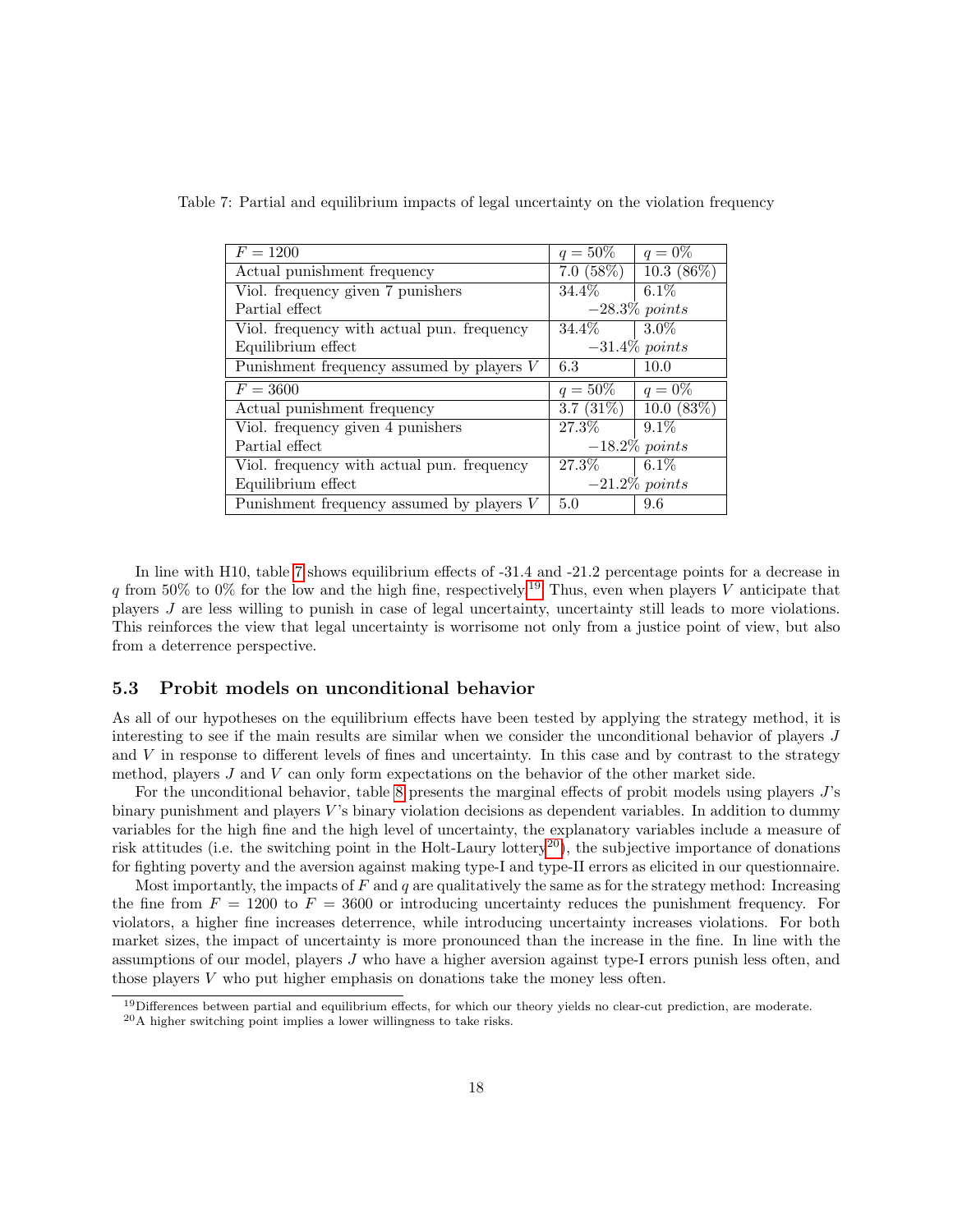Table 7: Partial and equilibrium impacts of legal uncertainty on the violation frequency

| $F = 1200$ | $q = 50\%$ | $q = 0\%$ |
|---|---|---|
| Actual punishment frequency | 7.0 (58%) | 10.3 (86%) |
| Viol. frequency given 7 punishers | 34.4% | 6.1% |
| Partial effect | $-28.3\%$ *points* | |
| Viol. frequency with actual pun. frequency | 34.4% | 3.0% |
| Equilibrium effect | $-31.4\%$ *points* | |
| Punishment frequency assumed by players $V$ | 6.3 | 10.0 |
| $F = 3600$ | $q = 50\%$ | $q = 0\%$ |
| Actual punishment frequency | 3.7 (31%) | 10.0 (83%) |
| Viol. frequency given 4 punishers | 27.3% | 9.1% |
| Partial effect | $-18.2\%$ *points* | |
| Viol. frequency with actual pun. frequency | 27.3% | 6.1% |
| Equilibrium effect | $-21.2\%$ *points* | |
| Punishment frequency assumed by players $V$ | 5.0 | 9.6 |

In line with H10, table 7 shows equilibrium effects of -31.4 and -21.2 percentage points for a decrease in $q$ from 50% to 0% for the low and the high fine, respectively.[19] Thus, even when players $V$ anticipate that players $J$ are less willing to punish in case of legal uncertainty, uncertainty still leads to more violations. This reinforces the view that legal uncertainty is worrisome not only from a justice point of view, but also from a deterrence perspective.

### 5.3 Probit models on unconditional behavior

As all of our hypotheses on the equilibrium effects have been tested by applying the strategy method, it is interesting to see if the main results are similar when we consider the unconditional behavior of players $J$ and $V$ in response to different levels of fines and uncertainty. In this case and by contrast to the strategy method, players $J$ and $V$ can only form expectations on the behavior of the other market side.

For the unconditional behavior, table 8 presents the marginal effects of probit models using players $J$'s binary punishment and players $V$'s binary violation decisions as dependent variables. In addition to dummy variables for the high fine and the high level of uncertainty, the explanatory variables include a measure of risk attitudes (i.e. the switching point in the Holt-Laury lottery[20]), the subjective importance of donations for fighting poverty and the aversion against making type-I and type-II errors as elicited in our questionnaire.

Most importantly, the impacts of $F$ and $q$ are qualitatively the same as for the strategy method: Increasing the fine from $F = 1200$ to $F = 3600$ or introducing uncertainty reduces the punishment frequency. For violators, a higher fine increases deterrence, while introducing uncertainty increases violations. For both market sizes, the impact of uncertainty is more pronounced than the increase in the fine. In line with the assumptions of our model, players $J$ who have a higher aversion against type-I errors punish less often, and those players $V$ who put higher emphasis on donations take the money less often.

[19] Differences between partial and equilibrium effects, for which our theory yields no clear-cut prediction, are moderate.

[20] A higher switching point implies a lower willingness to take risks.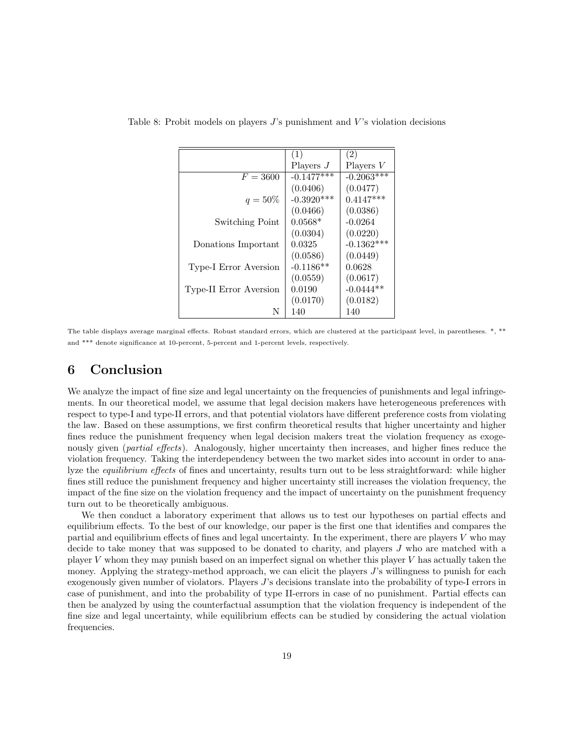Table 8: Probit models on players $J$'s punishment and $V$'s violation decisions

| | (1) Players $J$ | (2) Players $V$ |
|---|---|---|
| $F = 3600$ | -0.1477*** | -0.2063*** |
| | (0.0406) | (0.0477) |
| $q = 50\%$ | -0.3920*** | 0.4147*** |
| | (0.0466) | (0.0386) |
| Switching Point | 0.0568* | -0.0264 |
| | (0.0304) | (0.0220) |
| Donations Important | 0.0325 | -0.1362*** |
| | (0.0586) | (0.0449) |
| Type-I Error Aversion | -0.1186** | 0.0628 |
| | (0.0559) | (0.0617) |
| Type-II Error Aversion | 0.0190 | -0.0444** |
| | (0.0170) | (0.0182) |
| N | 140 | 140 |

The table displays average marginal effects. Robust standard errors, which are clustered at the participant level, in parentheses. *, ** and *** denote significance at 10-percent, 5-percent and 1-percent levels, respectively.

# 6 Conclusion

We analyze the impact of fine size and legal uncertainty on the frequencies of punishments and legal infringements. In our theoretical model, we assume that legal decision makers have heterogeneous preferences with respect to type-I and type-II errors, and that potential violators have different preference costs from violating the law. Based on these assumptions, we first confirm theoretical results that higher uncertainty and higher fines reduce the punishment frequency when legal decision makers treat the violation frequency as exogenously given (*partial effects*). Analogously, higher uncertainty then increases, and higher fines reduce the violation frequency. Taking the interdependency between the two market sides into account in order to analyze the *equilibrium effects* of fines and uncertainty, results turn out to be less straightforward: while higher fines still reduce the punishment frequency and higher uncertainty still increases the violation frequency, the impact of the fine size on the violation frequency and the impact of uncertainty on the punishment frequency turn out to be theoretically ambiguous.

We then conduct a laboratory experiment that allows us to test our hypotheses on partial effects and equilibrium effects. To the best of our knowledge, our paper is the first one that identifies and compares the partial and equilibrium effects of fines and legal uncertainty. In the experiment, there are players $V$ who may decide to take money that was supposed to be donated to charity, and players $J$ who are matched with a player $V$ whom they may punish based on an imperfect signal on whether this player $V$ has actually taken the money. Applying the strategy-method approach, we can elicit the players $J$'s willingness to punish for each exogenously given number of violators. Players $J$'s decisions translate into the probability of type-I errors in case of punishment, and into the probability of type II-errors in case of no punishment. Partial effects can then be analyzed by using the counterfactual assumption that the violation frequency is independent of the fine size and legal uncertainty, while equilibrium effects can be studied by considering the actual violation frequencies.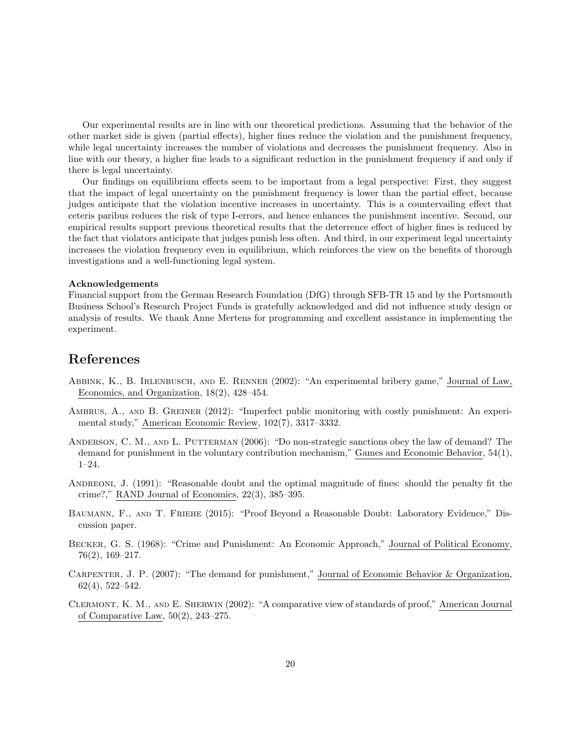Our experimental results are in line with our theoretical predictions. Assuming that the behavior of the other market side is given (partial effects), higher fines reduce the violation and the punishment frequency, while legal uncertainty increases the number of violations and decreases the punishment frequency. Also in line with our theory, a higher fine leads to a significant reduction in the punishment frequency if and only if there is legal uncertainty.

Our findings on equilibrium effects seem to be important from a legal perspective: First, they suggest that the impact of legal uncertainty on the punishment frequency is lower than the partial effect, because judges anticipate that the violation incentive increases in uncertainty. This is a countervailing effect that ceteris paribus reduces the risk of type I-errors, and hence enhances the punishment incentive. Second, our empirical results support previous theoretical results that the deterrence effect of higher fines is reduced by the fact that violators anticipate that judges punish less often. And third, in our experiment legal uncertainty increases the violation frequency even in equilibrium, which reinforces the view on the benefits of thorough investigations and a well-functioning legal system.

**Acknowledgements**

Financial support from the German Research Foundation (DfG) through SFB-TR 15 and by the Portsmouth Business School's Research Project Funds is gratefully acknowledged and did not influence study design or analysis of results. We thank Anne Mertens for programming and excellent assistance in implementing the experiment.

# References

Abbink, K., B. Irlenbusch, and E. Renner (2002): "An experimental bribery game," Journal of Law, Economics, and Organization, 18(2), 428–454.

Ambrus, A., and B. Greiner (2012): "Imperfect public monitoring with costly punishment: An experimental study," American Economic Review, 102(7), 3317–3332.

Anderson, C. M., and L. Putterman (2006): "Do non-strategic sanctions obey the law of demand? The demand for punishment in the voluntary contribution mechanism," Games and Economic Behavior, 54(1), 1–24.

Andreoni, J. (1991): "Reasonable doubt and the optimal magnitude of fines: should the penalty fit the crime?," RAND Journal of Economics, 22(3), 385–395.

Baumann, F., and T. Friehe (2015): "Proof Beyond a Reasonable Doubt: Laboratory Evidence," Discussion paper.

Becker, G. S. (1968): "Crime and Punishment: An Economic Approach," Journal of Political Economy, 76(2), 169–217.

Carpenter, J. P. (2007): "The demand for punishment," Journal of Economic Behavior & Organization, 62(4), 522–542.

Clermont, K. M., and E. Sherwin (2002): "A comparative view of standards of proof," American Journal of Comparative Law, 50(2), 243–275.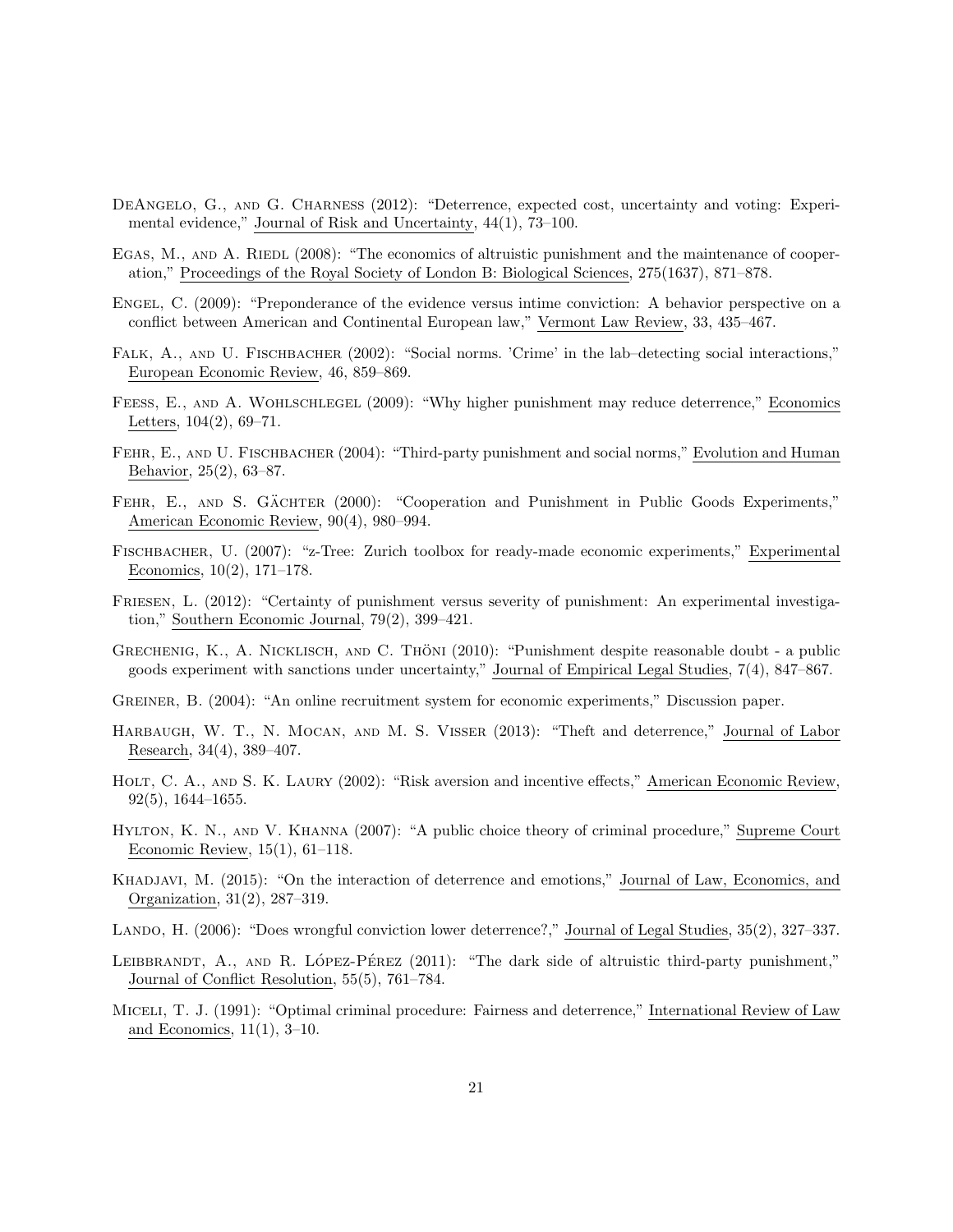DeAngelo, G., and G. Charness (2012): "Deterrence, expected cost, uncertainty and voting: Experimental evidence," Journal of Risk and Uncertainty, 44(1), 73–100.

Egas, M., and A. Riedl (2008): "The economics of altruistic punishment and the maintenance of cooperation," Proceedings of the Royal Society of London B: Biological Sciences, 275(1637), 871–878.

Engel, C. (2009): "Preponderance of the evidence versus intime conviction: A behavior perspective on a conflict between American and Continental European law," Vermont Law Review, 33, 435–467.

Falk, A., and U. Fischbacher (2002): "Social norms. 'Crime' in the lab–detecting social interactions," European Economic Review, 46, 859–869.

Feess, E., and A. Wohlschlegel (2009): "Why higher punishment may reduce deterrence," Economics Letters, 104(2), 69–71.

Fehr, E., and U. Fischbacher (2004): "Third-party punishment and social norms," Evolution and Human Behavior, 25(2), 63–87.

Fehr, E., and S. Gächter (2000): "Cooperation and Punishment in Public Goods Experiments," American Economic Review, 90(4), 980–994.

Fischbacher, U. (2007): "z-Tree: Zurich toolbox for ready-made economic experiments," Experimental Economics, 10(2), 171–178.

Friesen, L. (2012): "Certainty of punishment versus severity of punishment: An experimental investigation," Southern Economic Journal, 79(2), 399–421.

Grechenig, K., A. Nicklisch, and C. Thöni (2010): "Punishment despite reasonable doubt - a public goods experiment with sanctions under uncertainty," Journal of Empirical Legal Studies, 7(4), 847–867.

Greiner, B. (2004): "An online recruitment system for economic experiments," Discussion paper.

Harbaugh, W. T., N. Mocan, and M. S. Visser (2013): "Theft and deterrence," Journal of Labor Research, 34(4), 389–407.

Holt, C. A., and S. K. Laury (2002): "Risk aversion and incentive effects," American Economic Review, 92(5), 1644–1655.

Hylton, K. N., and V. Khanna (2007): "A public choice theory of criminal procedure," Supreme Court Economic Review, 15(1), 61–118.

Khadjavi, M. (2015): "On the interaction of deterrence and emotions," Journal of Law, Economics, and Organization, 31(2), 287–319.

Lando, H. (2006): "Does wrongful conviction lower deterrence?," Journal of Legal Studies, 35(2), 327–337.

Leibbrandt, A., and R. López-Pérez (2011): "The dark side of altruistic third-party punishment," Journal of Conflict Resolution, 55(5), 761–784.

Miceli, T. J. (1991): "Optimal criminal procedure: Fairness and deterrence," International Review of Law and Economics, 11(1), 3–10.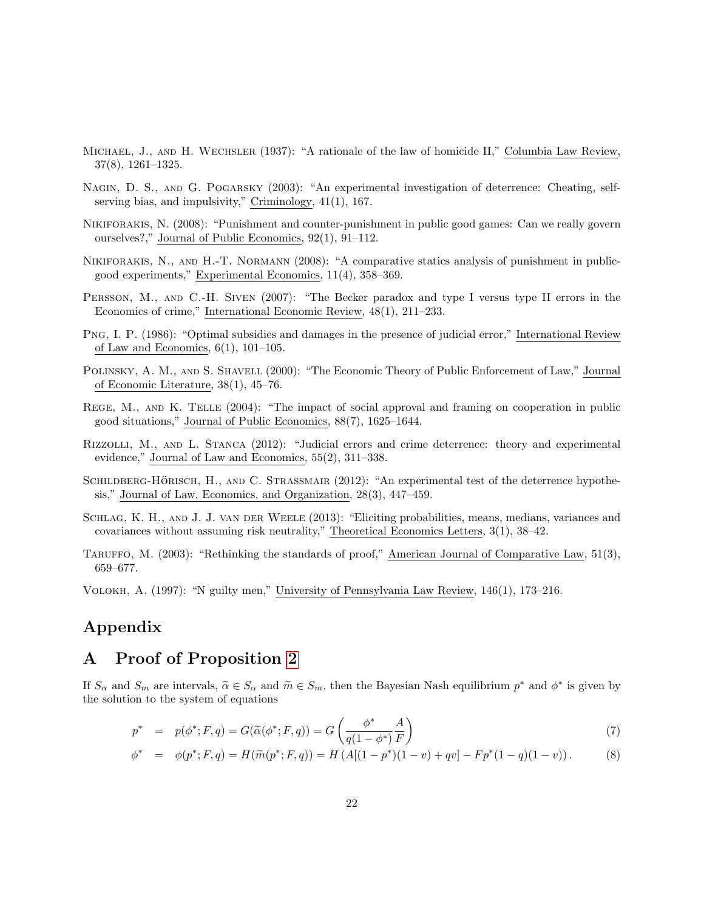Michael, J., and H. Wechsler (1937): "A rationale of the law of homicide II," Columbia Law Review, 37(8), 1261–1325.

Nagin, D. S., and G. Pogarsky (2003): "An experimental investigation of deterrence: Cheating, self-serving bias, and impulsivity," Criminology, 41(1), 167.

Nikiforakis, N. (2008): "Punishment and counter-punishment in public good games: Can we really govern ourselves?," Journal of Public Economics, 92(1), 91–112.

Nikiforakis, N., and H.-T. Normann (2008): "A comparative statics analysis of punishment in public-good experiments," Experimental Economics, 11(4), 358–369.

Persson, M., and C.-H. Siven (2007): "The Becker paradox and type I versus type II errors in the Economics of crime," International Economic Review, 48(1), 211–233.

Png, I. P. (1986): "Optimal subsidies and damages in the presence of judicial error," International Review of Law and Economics, 6(1), 101–105.

Polinsky, A. M., and S. Shavell (2000): "The Economic Theory of Public Enforcement of Law," Journal of Economic Literature, 38(1), 45–76.

Rege, M., and K. Telle (2004): "The impact of social approval and framing on cooperation in public good situations," Journal of Public Economics, 88(7), 1625–1644.

Rizzolli, M., and L. Stanca (2012): "Judicial errors and crime deterrence: theory and experimental evidence," Journal of Law and Economics, 55(2), 311–338.

Schildberg-Hörisch, H., and C. Strassmair (2012): "An experimental test of the deterrence hypothesis," Journal of Law, Economics, and Organization, 28(3), 447–459.

Schlag, K. H., and J. J. van der Weele (2013): "Eliciting probabilities, means, medians, variances and covariances without assuming risk neutrality," Theoretical Economics Letters, 3(1), 38–42.

Taruffo, M. (2003): "Rethinking the standards of proof," American Journal of Comparative Law, 51(3), 659–677.

Volokh, A. (1997): "N guilty men," University of Pennsylvania Law Review, 146(1), 173–216.

# Appendix

## A Proof of Proposition 2

If $S_\alpha$ and $S_m$ are intervals, $\widetilde{\alpha} \in S_\alpha$ and $\widetilde{m} \in S_m$, then the Bayesian Nash equilibrium $p^*$ and $\phi^*$ is given by the solution to the system of equations

$$p^* = p(\phi^*; F, q) = G(\widetilde{\alpha}(\phi^*; F, q)) = G\left(\frac{\phi^*}{q(1-\phi^*)}\frac{A}{F}\right) \tag{7}$$

$$\phi^* = \phi(p^*; F, q) = H(\widetilde{m}(p^*; F, q)) = H\left(A[(1-p^*)(1-v) + qv] - Fp^*(1-q)(1-v)\right). \tag{8}$$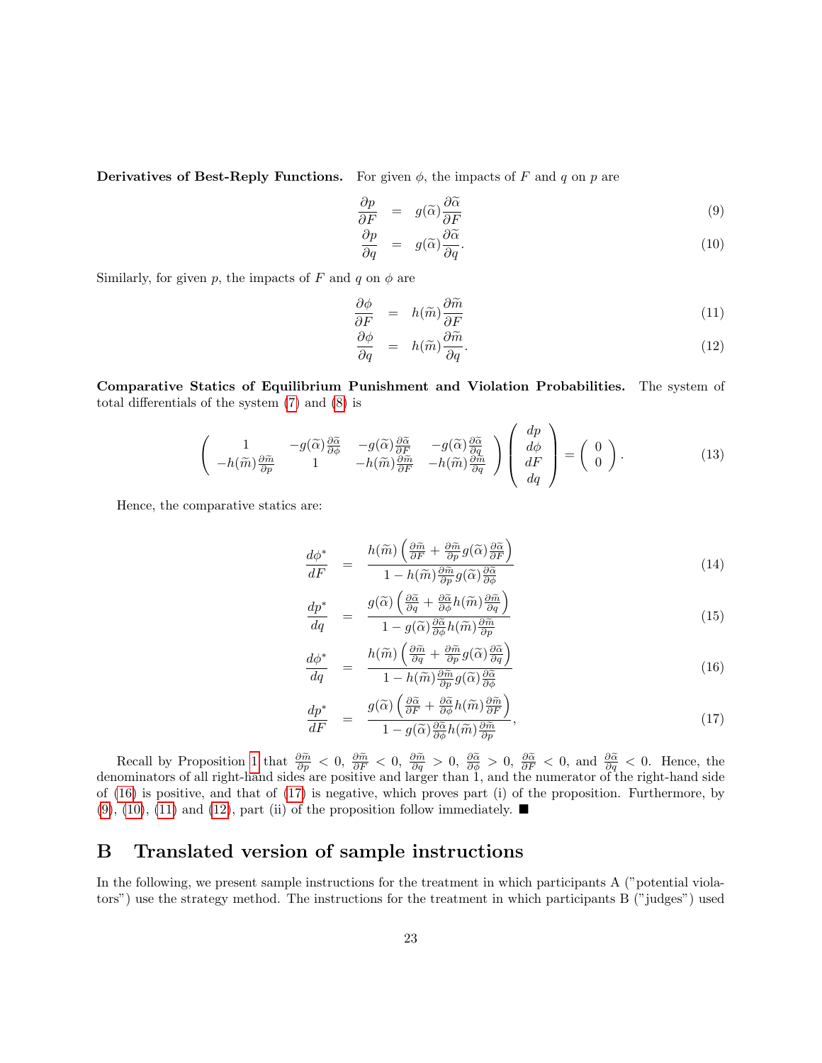**Derivatives of Best-Reply Functions.** For given $\phi$, the impacts of $F$ and $q$ on $p$ are

$$\frac{\partial p}{\partial F} = g(\widetilde{\alpha})\frac{\partial \widetilde{\alpha}}{\partial F} \tag{9}$$

$$\frac{\partial p}{\partial q} = g(\widetilde{\alpha})\frac{\partial \widetilde{\alpha}}{\partial q}. \tag{10}$$

Similarly, for given $p$, the impacts of $F$ and $q$ on $\phi$ are

$$\frac{\partial \phi}{\partial F} = h(\widetilde{m})\frac{\partial \widetilde{m}}{\partial F} \tag{11}$$

$$\frac{\partial \phi}{\partial q} = h(\widetilde{m})\frac{\partial \widetilde{m}}{\partial q}. \tag{12}$$

**Comparative Statics of Equilibrium Punishment and Violation Probabilities.** The system of total differentials of the system (7) and (8) is

$$\begin{pmatrix} 1 & -g(\widetilde{\alpha})\frac{\partial \widetilde{\alpha}}{\partial \phi} & -g(\widetilde{\alpha})\frac{\partial \widetilde{\alpha}}{\partial F} & -g(\widetilde{\alpha})\frac{\partial \widetilde{\alpha}}{\partial q} \\ -h(\widetilde{m})\frac{\partial \widetilde{m}}{\partial p} & 1 & -h(\widetilde{m})\frac{\partial \widetilde{m}}{\partial F} & -h(\widetilde{m})\frac{\partial \widetilde{m}}{\partial q} \end{pmatrix} \begin{pmatrix} dp \\ d\phi \\ dF \\ dq \end{pmatrix} = \begin{pmatrix} 0 \\ 0 \end{pmatrix}. \tag{13}$$

Hence, the comparative statics are:

$$\frac{d\phi^*}{dF} = \frac{h(\widetilde{m})\left(\frac{\partial \widetilde{m}}{\partial F} + \frac{\partial \widetilde{m}}{\partial p} g(\widetilde{\alpha})\frac{\partial \widetilde{\alpha}}{\partial F}\right)}{1 - h(\widetilde{m})\frac{\partial \widetilde{m}}{\partial p} g(\widetilde{\alpha})\frac{\partial \widetilde{\alpha}}{\partial \phi}} \tag{14}$$

$$\frac{dp^*}{dq} = \frac{g(\widetilde{\alpha})\left(\frac{\partial \widetilde{\alpha}}{\partial q} + \frac{\partial \widetilde{\alpha}}{\partial \phi} h(\widetilde{m})\frac{\partial \widetilde{m}}{\partial q}\right)}{1 - g(\widetilde{\alpha})\frac{\partial \widetilde{\alpha}}{\partial \phi} h(\widetilde{m})\frac{\partial \widetilde{m}}{\partial p}} \tag{15}$$

$$\frac{d\phi^*}{dq} = \frac{h(\widetilde{m})\left(\frac{\partial \widetilde{m}}{\partial q} + \frac{\partial \widetilde{m}}{\partial p} g(\widetilde{\alpha})\frac{\partial \widetilde{\alpha}}{\partial q}\right)}{1 - h(\widetilde{m})\frac{\partial \widetilde{m}}{\partial p} g(\widetilde{\alpha})\frac{\partial \widetilde{\alpha}}{\partial \phi}} \tag{16}$$

$$\frac{dp^*}{dF} = \frac{g(\widetilde{\alpha})\left(\frac{\partial \widetilde{\alpha}}{\partial F} + \frac{\partial \widetilde{\alpha}}{\partial \phi} h(\widetilde{m})\frac{\partial \widetilde{m}}{\partial F}\right)}{1 - g(\widetilde{\alpha})\frac{\partial \widetilde{\alpha}}{\partial \phi} h(\widetilde{m})\frac{\partial \widetilde{m}}{\partial p}}, \tag{17}$$

Recall by Proposition 1 that $\frac{\partial \widetilde{m}}{\partial p} < 0$, $\frac{\partial \widetilde{m}}{\partial F} < 0$, $\frac{\partial \widetilde{m}}{\partial q} > 0$, $\frac{\partial \widetilde{\alpha}}{\partial \phi} > 0$, $\frac{\partial \widetilde{\alpha}}{\partial F} < 0$, and $\frac{\partial \widetilde{\alpha}}{\partial q} < 0$. Hence, the denominators of all right-hand sides are positive and larger than 1, and the numerator of the right-hand side of (16) is positive, and that of (17) is negative, which proves part (i) of the proposition. Furthermore, by (9), (10), (11) and (12), part (ii) of the proposition follow immediately. ■

# B Translated version of sample instructions

In the following, we present sample instructions for the treatment in which participants A ("potential violators") use the strategy method. The instructions for the treatment in which participants B ("judges") used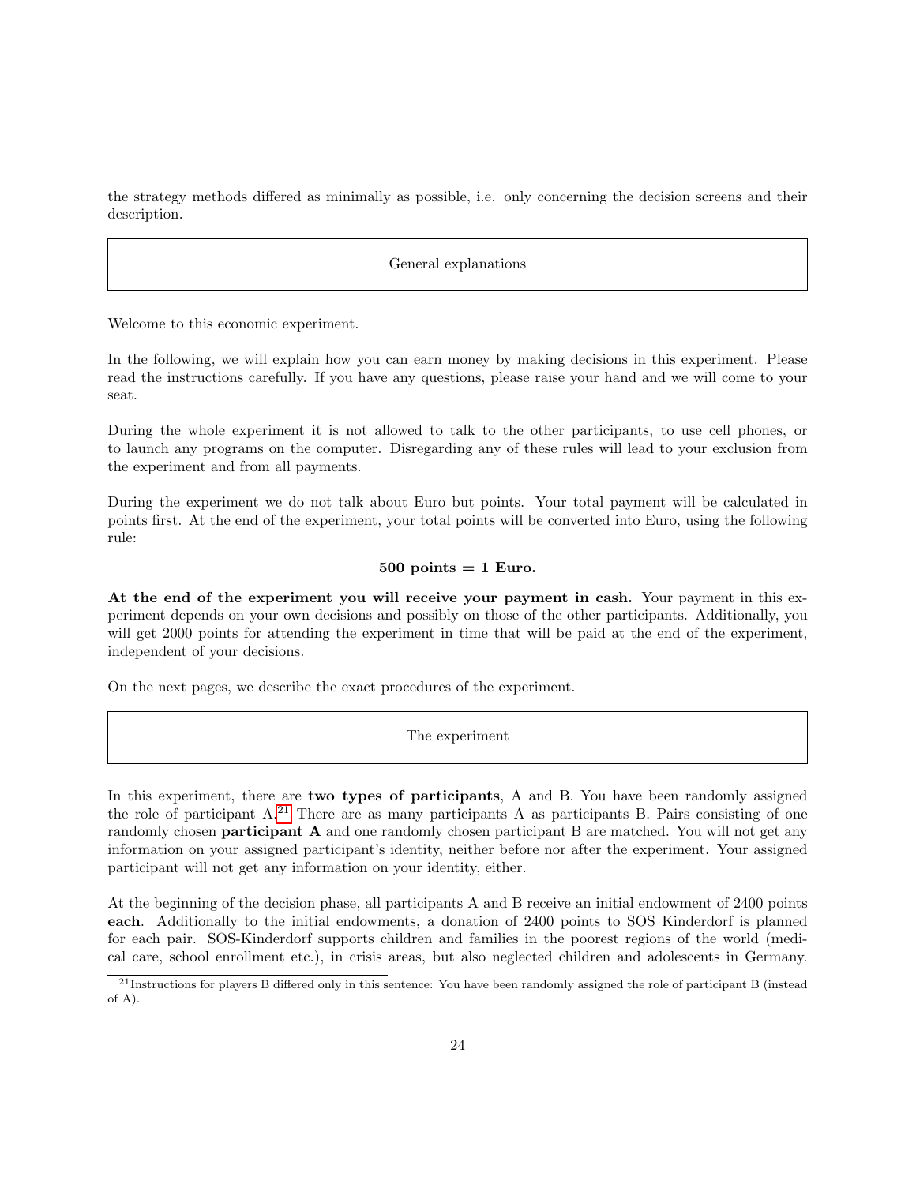the strategy methods differed as minimally as possible, i.e. only concerning the decision screens and their description.

## General explanations

Welcome to this economic experiment.

In the following, we will explain how you can earn money by making decisions in this experiment. Please read the instructions carefully. If you have any questions, please raise your hand and we will come to your seat.

During the whole experiment it is not allowed to talk to the other participants, to use cell phones, or to launch any programs on the computer. Disregarding any of these rules will lead to your exclusion from the experiment and from all payments.

During the experiment we do not talk about Euro but points. Your total payment will be calculated in points first. At the end of the experiment, your total points will be converted into Euro, using the following rule:

**500 points = 1 Euro.**

**At the end of the experiment you will receive your payment in cash.** Your payment in this experiment depends on your own decisions and possibly on those of the other participants. Additionally, you will get 2000 points for attending the experiment in time that will be paid at the end of the experiment, independent of your decisions.

On the next pages, we describe the exact procedures of the experiment.

## The experiment

In this experiment, there are **two types of participants**, A and B. You have been randomly assigned the role of participant A.[21] There are as many participants A as participants B. Pairs consisting of one randomly chosen **participant A** and one randomly chosen participant B are matched. You will not get any information on your assigned participant's identity, neither before nor after the experiment. Your assigned participant will not get any information on your identity, either.

At the beginning of the decision phase, all participants A and B receive an initial endowment of 2400 points **each**. Additionally to the initial endowments, a donation of 2400 points to SOS Kinderdorf is planned for each pair. SOS-Kinderdorf supports children and families in the poorest regions of the world (medical care, school enrollment etc.), in crisis areas, but also neglected children and adolescents in Germany.

[21] Instructions for players B differed only in this sentence: You have been randomly assigned the role of participant B (instead of A).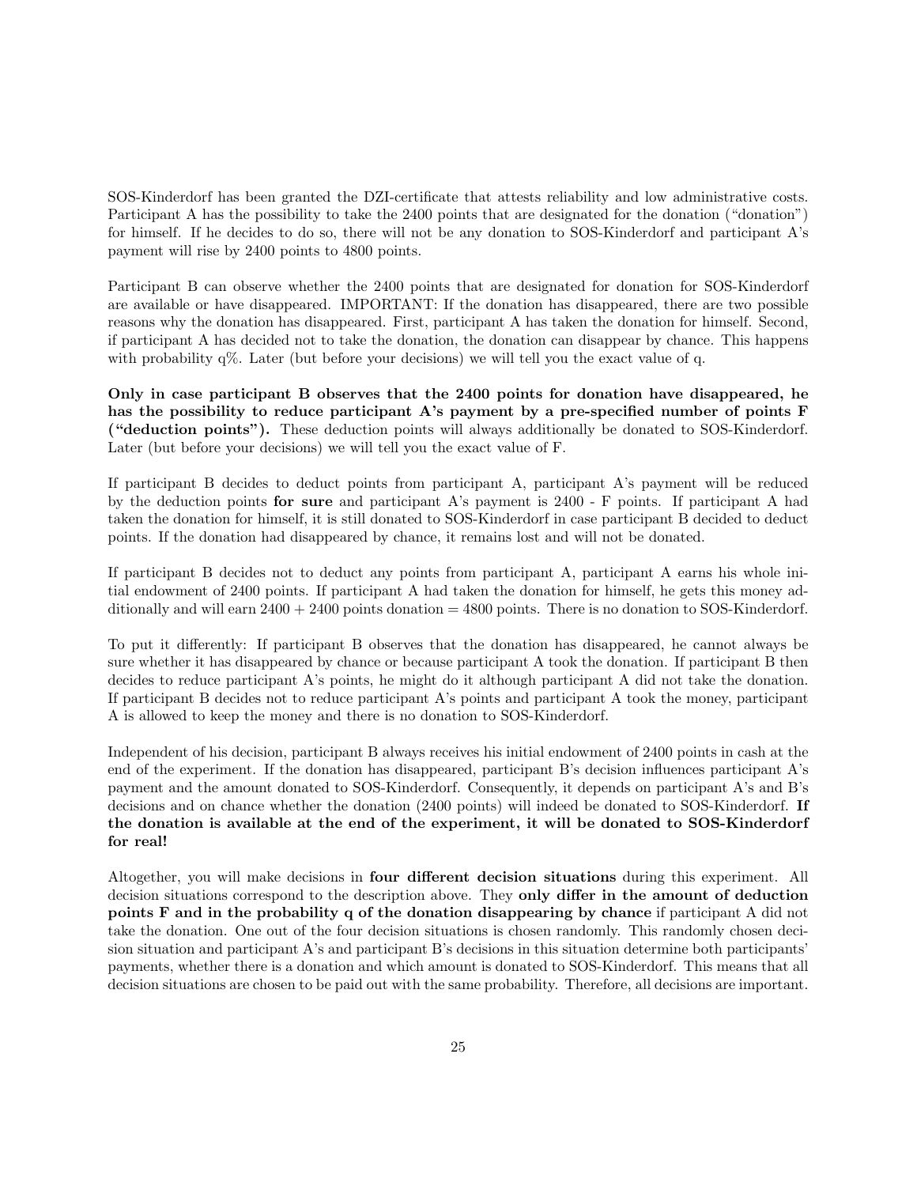SOS-Kinderdorf has been granted the DZI-certificate that attests reliability and low administrative costs. Participant A has the possibility to take the 2400 points that are designated for the donation ("donation") for himself. If he decides to do so, there will not be any donation to SOS-Kinderdorf and participant A's payment will rise by 2400 points to 4800 points.

Participant B can observe whether the 2400 points that are designated for donation for SOS-Kinderdorf are available or have disappeared. IMPORTANT: If the donation has disappeared, there are two possible reasons why the donation has disappeared. First, participant A has taken the donation for himself. Second, if participant A has decided not to take the donation, the donation can disappear by chance. This happens with probability q%. Later (but before your decisions) we will tell you the exact value of q.

**Only in case participant B observes that the 2400 points for donation have disappeared, he has the possibility to reduce participant A's payment by a pre-specified number of points F ("deduction points").** These deduction points will always additionally be donated to SOS-Kinderdorf. Later (but before your decisions) we will tell you the exact value of F.

If participant B decides to deduct points from participant A, participant A's payment will be reduced by the deduction points **for sure** and participant A's payment is 2400 - F points. If participant A had taken the donation for himself, it is still donated to SOS-Kinderdorf in case participant B decided to deduct points. If the donation had disappeared by chance, it remains lost and will not be donated.

If participant B decides not to deduct any points from participant A, participant A earns his whole initial endowment of 2400 points. If participant A had taken the donation for himself, he gets this money additionally and will earn 2400 + 2400 points donation = 4800 points. There is no donation to SOS-Kinderdorf.

To put it differently: If participant B observes that the donation has disappeared, he cannot always be sure whether it has disappeared by chance or because participant A took the donation. If participant B then decides to reduce participant A's points, he might do it although participant A did not take the donation. If participant B decides not to reduce participant A's points and participant A took the money, participant A is allowed to keep the money and there is no donation to SOS-Kinderdorf.

Independent of his decision, participant B always receives his initial endowment of 2400 points in cash at the end of the experiment. If the donation has disappeared, participant B's decision influences participant A's payment and the amount donated to SOS-Kinderdorf. Consequently, it depends on participant A's and B's decisions and on chance whether the donation (2400 points) will indeed be donated to SOS-Kinderdorf. **If the donation is available at the end of the experiment, it will be donated to SOS-Kinderdorf for real!**

Altogether, you will make decisions in **four different decision situations** during this experiment. All decision situations correspond to the description above. They **only differ in the amount of deduction points F and in the probability q of the donation disappearing by chance** if participant A did not take the donation. One out of the four decision situations is chosen randomly. This randomly chosen decision situation and participant A's and participant B's decisions in this situation determine both participants' payments, whether there is a donation and which amount is donated to SOS-Kinderdorf. This means that all decision situations are chosen to be paid out with the same probability. Therefore, all decisions are important.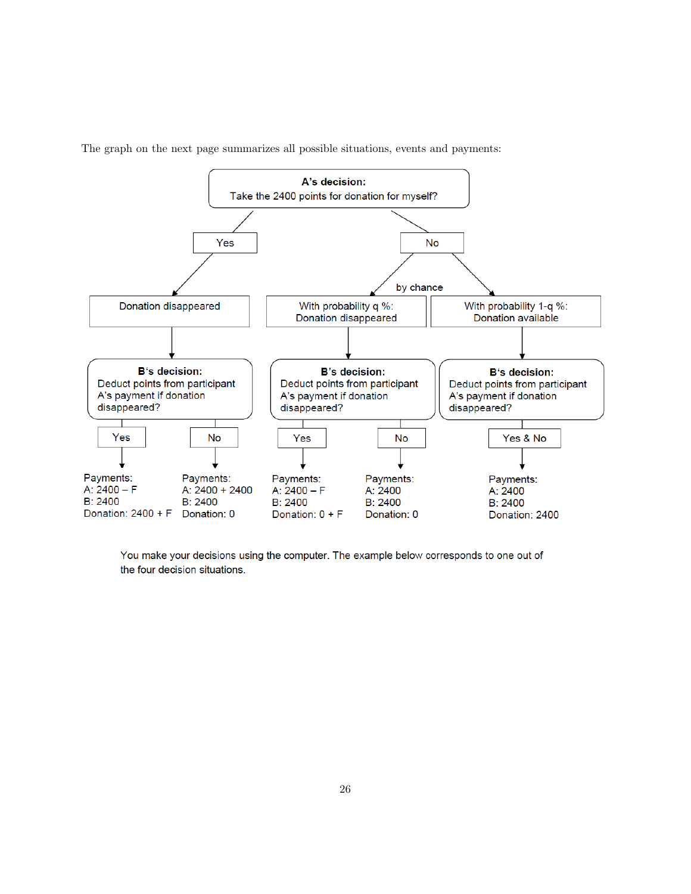The graph on the next page summarizes all possible situations, events and payments:

**A's decision:**
Take the 2400 points for donation for myself?

- **Yes** → Donation disappeared
  - **B's decision:** Deduct points from participant A's payment if donation disappeared?
    - **Yes** → Payments: A: 2400 – F; B: 2400; Donation: 2400 + F
    - **No** → Payments: A: 2400 + 2400; B: 2400; Donation: 0
- **No** → by chance:
  - With probability q %: Donation disappeared
    - **B's decision:** Deduct points from participant A's payment if donation disappeared?
      - **Yes** → Payments: A: 2400 – F; B: 2400; Donation: 0 + F
      - **No** → Payments: A: 2400; B: 2400; Donation: 0
  - With probability 1-q %: Donation available
    - **B's decision:** Deduct points from participant A's payment if donation disappeared?
      - **Yes & No** → Payments: A: 2400; B: 2400; Donation: 2400

You make your decisions using the computer. The example below corresponds to one out of the four decision situations.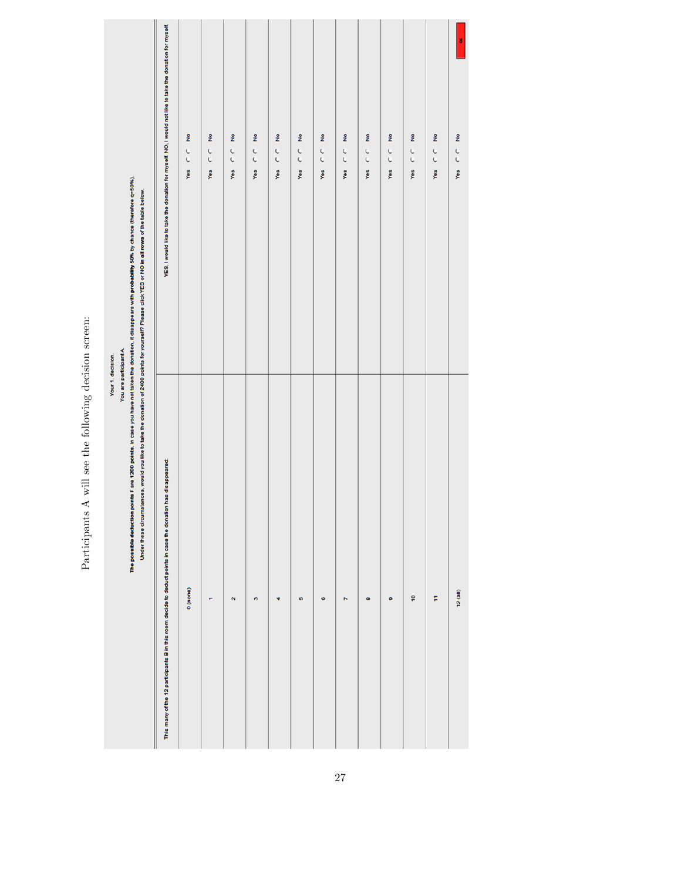Participants A will see the following decision screen:

Your 1. decision.

You are participant A.

**The possible deduction points F are 1200 points.** In case you have not taken the donation, it disappears **with probability 50%** by chance (therefore q=50%).

Under these circumstances, would you like to take the donation of 2400 points for yourself? Please click YES or NO **in all rows** of the table below.

| This many of the 12 participants B in this room decide to deduct points in case the donation has disappeared: | YES, I would like to take the donation for myself. NO, I would not like to take the donation for myself. |
|---|---|
| 0 (none) | Yes ◯ ◯ No |
| 1 | Yes ◯ ◯ No |
| 2 | Yes ◯ ◯ No |
| 3 | Yes ◯ ◯ No |
| 4 | Yes ◯ ◯ No |
| 5 | Yes ◯ ◯ No |
| 6 | Yes ◯ ◯ No |
| 7 | Yes ◯ ◯ No |
| 8 | Yes ◯ ◯ No |
| 9 | Yes ◯ ◯ No |
| 10 | Yes ◯ ◯ No |
| 11 | Yes ◯ ◯ No |
| 12 (all) | Yes ◯ ◯ No |

OK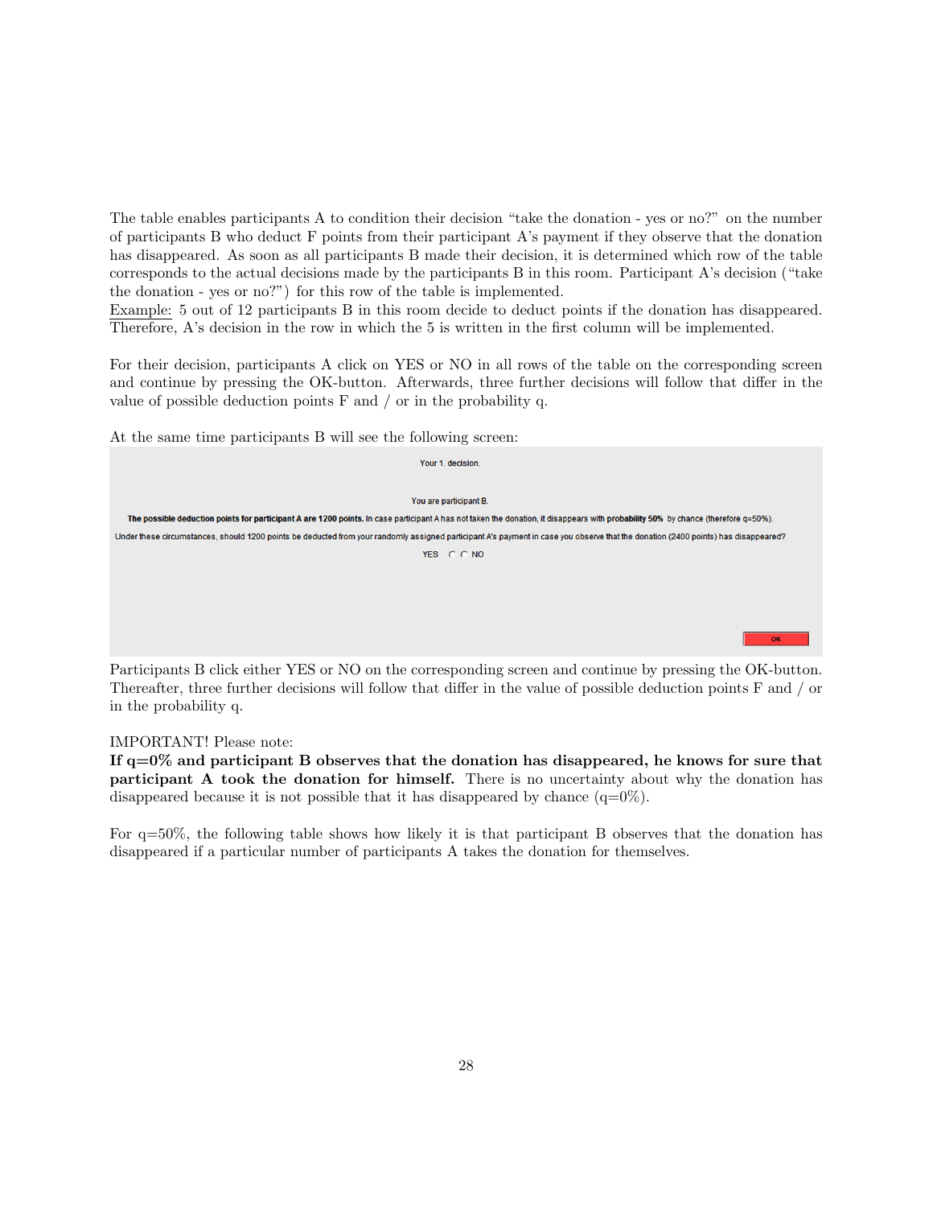The table enables participants A to condition their decision "take the donation - yes or no?" on the number of participants B who deduct F points from their participant A's payment if they observe that the donation has disappeared. As soon as all participants B made their decision, it is determined which row of the table corresponds to the actual decisions made by the participants B in this room. Participant A's decision ("take the donation - yes or no?") for this row of the table is implemented.

Example: 5 out of 12 participants B in this room decide to deduct points if the donation has disappeared. Therefore, A's decision in the row in which the 5 is written in the first column will be implemented.

For their decision, participants A click on YES or NO in all rows of the table on the corresponding screen and continue by pressing the OK-button. Afterwards, three further decisions will follow that differ in the value of possible deduction points F and / or in the probability q.

At the same time participants B will see the following screen:

Your 1. decision.

You are participant B.

**The possible deduction points for participant A are 1200 points.** In case participant A has not taken the donation, it disappears with **probability 50%** by chance (therefore q=50%).

Under these circumstances, should 1200 points be deducted from your randomly assigned participant A's payment in case you observe that the donation (2400 points) has disappeared?

YES ○ ○ NO

OK

Participants B click either YES or NO on the corresponding screen and continue by pressing the OK-button. Thereafter, three further decisions will follow that differ in the value of possible deduction points F and / or in the probability q.

IMPORTANT! Please note:
**If q=0% and participant B observes that the donation has disappeared, he knows for sure that participant A took the donation for himself.** There is no uncertainty about why the donation has disappeared because it is not possible that it has disappeared by chance (q=0%).

For q=50%, the following table shows how likely it is that participant B observes that the donation has disappeared if a particular number of participants A takes the donation for themselves.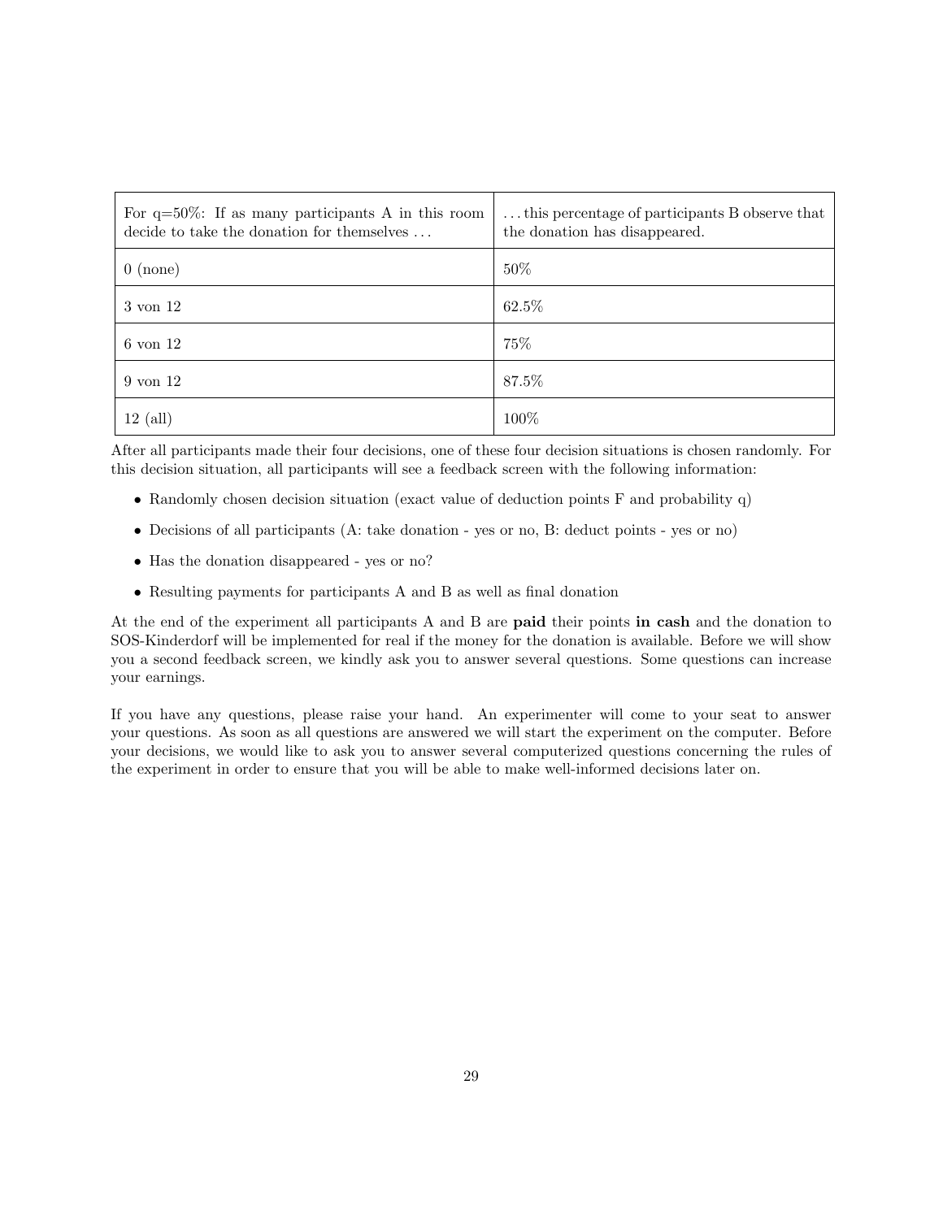| For q=50%: If as many participants A in this room decide to take the donation for themselves … | … this percentage of participants B observe that the donation has disappeared. |
|---|---|
| 0 (none) | 50% |
| 3 von 12 | 62.5% |
| 6 von 12 | 75% |
| 9 von 12 | 87.5% |
| 12 (all) | 100% |

After all participants made their four decisions, one of these four decision situations is chosen randomly. For this decision situation, all participants will see a feedback screen with the following information:

- Randomly chosen decision situation (exact value of deduction points F and probability q)
- Decisions of all participants (A: take donation - yes or no, B: deduct points - yes or no)
- Has the donation disappeared - yes or no?
- Resulting payments for participants A and B as well as final donation

At the end of the experiment all participants A and B are **paid** their points **in cash** and the donation to SOS-Kinderdorf will be implemented for real if the money for the donation is available. Before we will show you a second feedback screen, we kindly ask you to answer several questions. Some questions can increase your earnings.

If you have any questions, please raise your hand. An experimenter will come to your seat to answer your questions. As soon as all questions are answered we will start the experiment on the computer. Before your decisions, we would like to ask you to answer several computerized questions concerning the rules of the experiment in order to ensure that you will be able to make well-informed decisions later on.